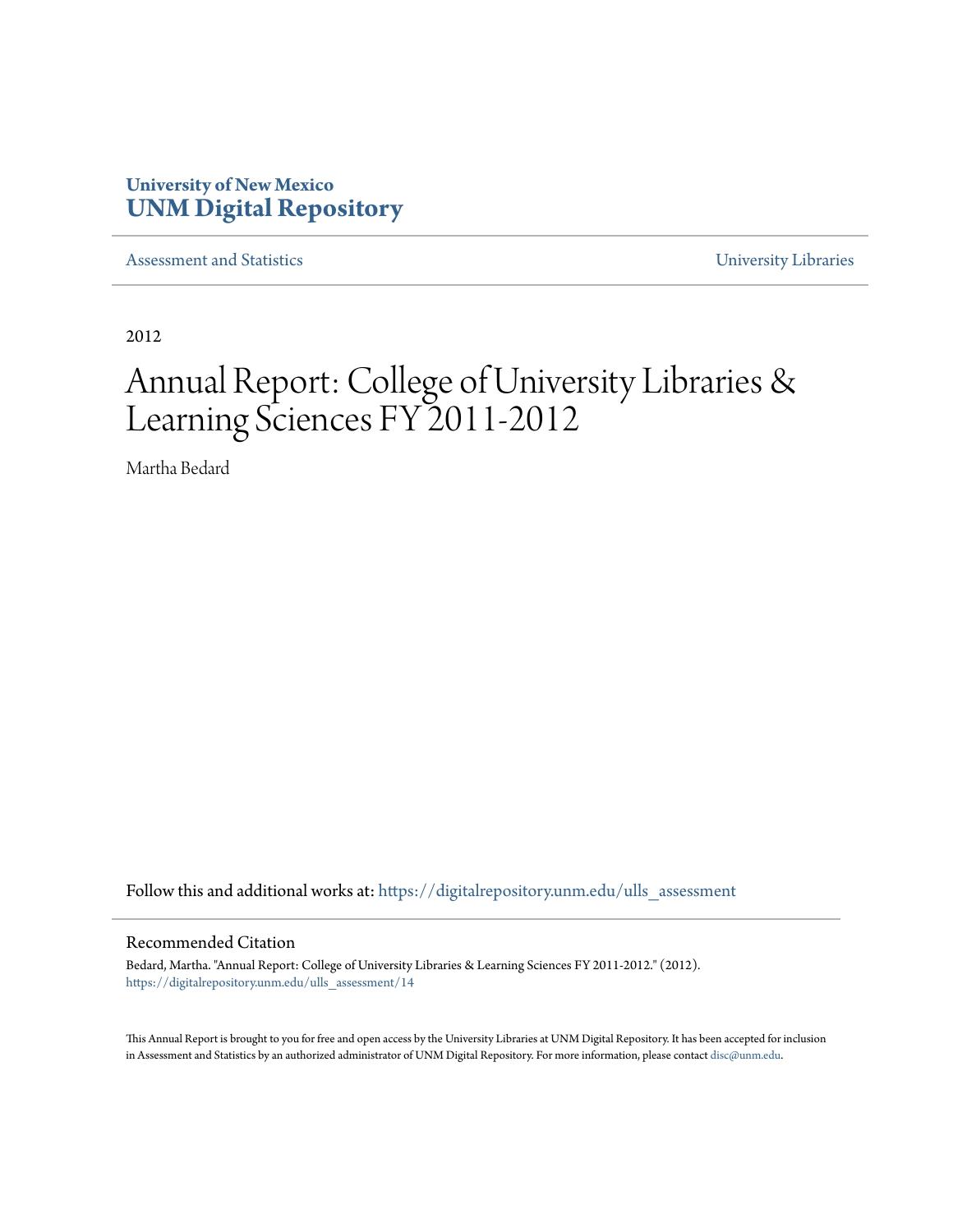University of New Mexico
**UNM Digital Repository**

Assessment and Statistics | University Libraries

2012

# Annual Report: College of University Libraries & Learning Sciences FY 2011-2012

Martha Bedard

Follow this and additional works at: https://digitalrepository.unm.edu/ulls_assessment

## Recommended Citation

Bedard, Martha. "Annual Report: College of University Libraries & Learning Sciences FY 2011-2012." (2012). https://digitalrepository.unm.edu/ulls_assessment/14

This Annual Report is brought to you for free and open access by the University Libraries at UNM Digital Repository. It has been accepted for inclusion in Assessment and Statistics by an authorized administrator of UNM Digital Repository. For more information, please contact disc@unm.edu.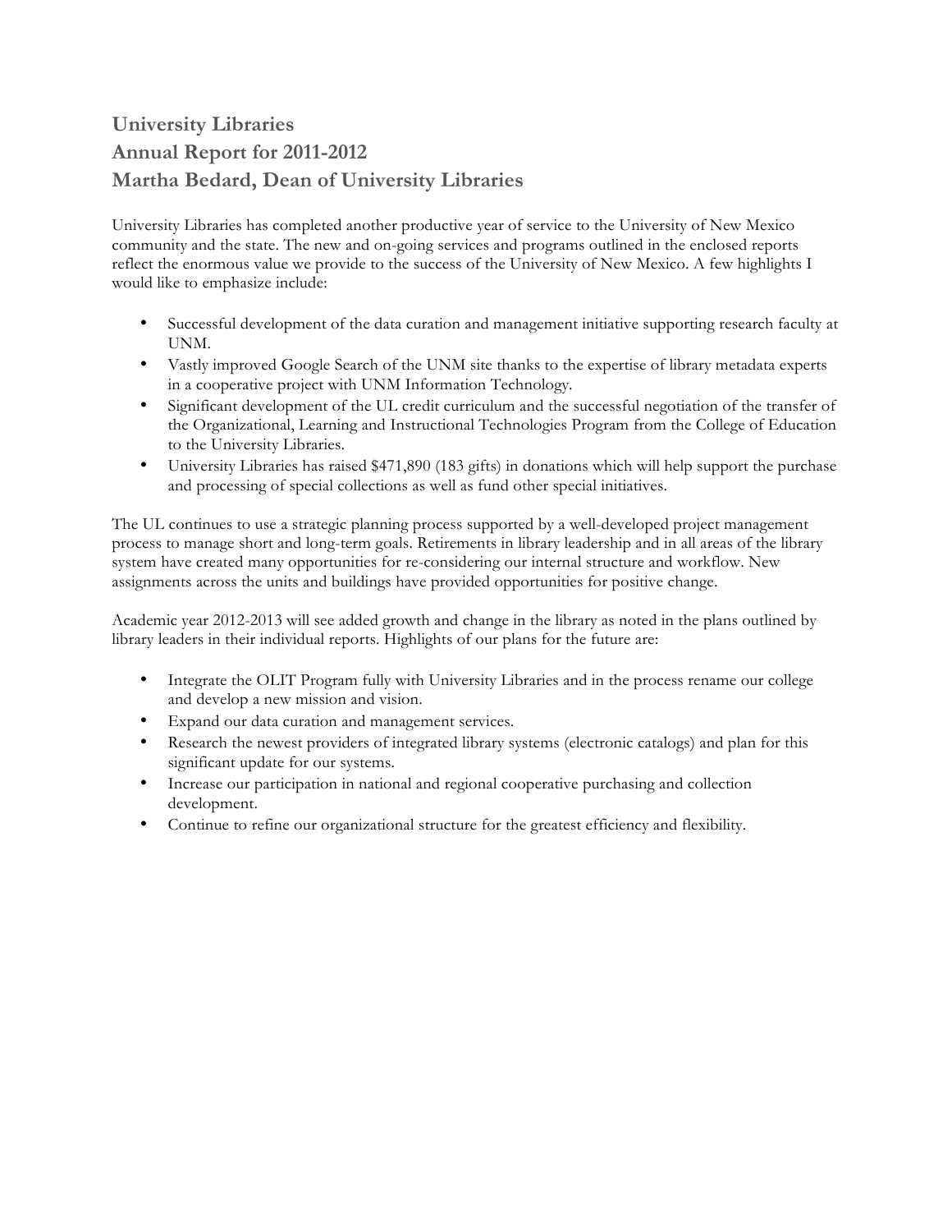# University Libraries
# Annual Report for 2011-2012
# Martha Bedard, Dean of University Libraries

University Libraries has completed another productive year of service to the University of New Mexico community and the state. The new and on-going services and programs outlined in the enclosed reports reflect the enormous value we provide to the success of the University of New Mexico. A few highlights I would like to emphasize include:

- Successful development of the data curation and management initiative supporting research faculty at UNM.
- Vastly improved Google Search of the UNM site thanks to the expertise of library metadata experts in a cooperative project with UNM Information Technology.
- Significant development of the UL credit curriculum and the successful negotiation of the transfer of the Organizational, Learning and Instructional Technologies Program from the College of Education to the University Libraries.
- University Libraries has raised $471,890 (183 gifts) in donations which will help support the purchase and processing of special collections as well as fund other special initiatives.

The UL continues to use a strategic planning process supported by a well-developed project management process to manage short and long-term goals. Retirements in library leadership and in all areas of the library system have created many opportunities for re-considering our internal structure and workflow. New assignments across the units and buildings have provided opportunities for positive change.

Academic year 2012-2013 will see added growth and change in the library as noted in the plans outlined by library leaders in their individual reports. Highlights of our plans for the future are:

- Integrate the OLIT Program fully with University Libraries and in the process rename our college and develop a new mission and vision.
- Expand our data curation and management services.
- Research the newest providers of integrated library systems (electronic catalogs) and plan for this significant update for our systems.
- Increase our participation in national and regional cooperative purchasing and collection development.
- Continue to refine our organizational structure for the greatest efficiency and flexibility.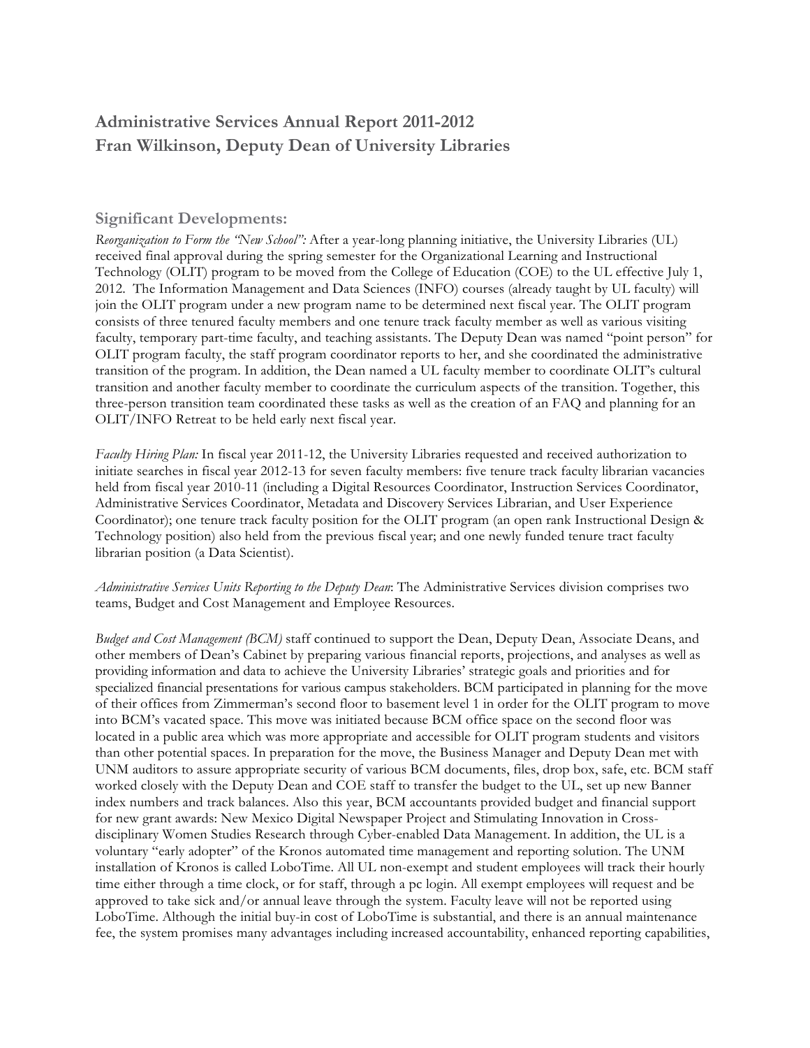# Administrative Services Annual Report 2011-2012
# Fran Wilkinson, Deputy Dean of University Libraries

## Significant Developments:

*Reorganization to Form the "New School":* After a year-long planning initiative, the University Libraries (UL) received final approval during the spring semester for the Organizational Learning and Instructional Technology (OLIT) program to be moved from the College of Education (COE) to the UL effective July 1, 2012. The Information Management and Data Sciences (INFO) courses (already taught by UL faculty) will join the OLIT program under a new program name to be determined next fiscal year. The OLIT program consists of three tenured faculty members and one tenure track faculty member as well as various visiting faculty, temporary part-time faculty, and teaching assistants. The Deputy Dean was named "point person" for OLIT program faculty, the staff program coordinator reports to her, and she coordinated the administrative transition of the program. In addition, the Dean named a UL faculty member to coordinate OLIT's cultural transition and another faculty member to coordinate the curriculum aspects of the transition. Together, this three-person transition team coordinated these tasks as well as the creation of an FAQ and planning for an OLIT/INFO Retreat to be held early next fiscal year.

*Faculty Hiring Plan:* In fiscal year 2011-12, the University Libraries requested and received authorization to initiate searches in fiscal year 2012-13 for seven faculty members: five tenure track faculty librarian vacancies held from fiscal year 2010-11 (including a Digital Resources Coordinator, Instruction Services Coordinator, Administrative Services Coordinator, Metadata and Discovery Services Librarian, and User Experience Coordinator); one tenure track faculty position for the OLIT program (an open rank Instructional Design & Technology position) also held from the previous fiscal year; and one newly funded tenure tract faculty librarian position (a Data Scientist).

*Administrative Services Units Reporting to the Deputy Dean*: The Administrative Services division comprises two teams, Budget and Cost Management and Employee Resources.

*Budget and Cost Management (BCM)* staff continued to support the Dean, Deputy Dean, Associate Deans, and other members of Dean's Cabinet by preparing various financial reports, projections, and analyses as well as providing information and data to achieve the University Libraries' strategic goals and priorities and for specialized financial presentations for various campus stakeholders. BCM participated in planning for the move of their offices from Zimmerman's second floor to basement level 1 in order for the OLIT program to move into BCM's vacated space. This move was initiated because BCM office space on the second floor was located in a public area which was more appropriate and accessible for OLIT program students and visitors than other potential spaces. In preparation for the move, the Business Manager and Deputy Dean met with UNM auditors to assure appropriate security of various BCM documents, files, drop box, safe, etc. BCM staff worked closely with the Deputy Dean and COE staff to transfer the budget to the UL, set up new Banner index numbers and track balances. Also this year, BCM accountants provided budget and financial support for new grant awards: New Mexico Digital Newspaper Project and Stimulating Innovation in Cross-disciplinary Women Studies Research through Cyber-enabled Data Management. In addition, the UL is a voluntary "early adopter" of the Kronos automated time management and reporting solution. The UNM installation of Kronos is called LoboTime. All UL non-exempt and student employees will track their hourly time either through a time clock, or for staff, through a pc login. All exempt employees will request and be approved to take sick and/or annual leave through the system. Faculty leave will not be reported using LoboTime. Although the initial buy-in cost of LoboTime is substantial, and there is an annual maintenance fee, the system promises many advantages including increased accountability, enhanced reporting capabilities,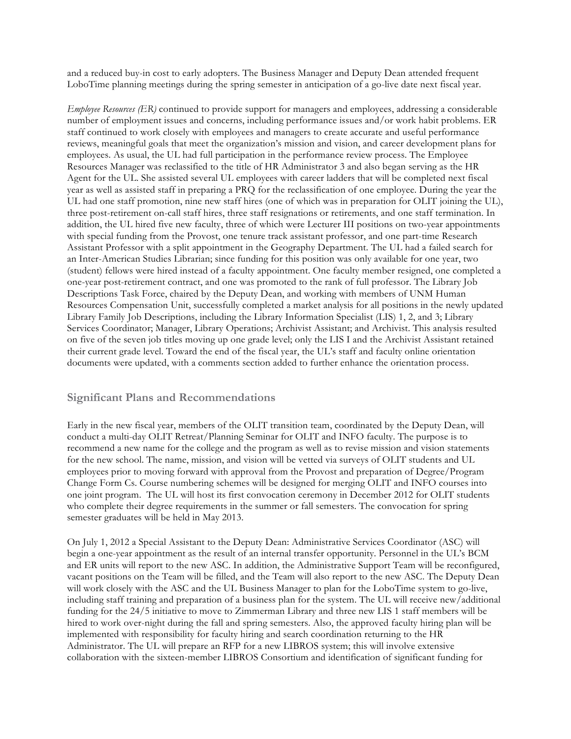and a reduced buy-in cost to early adopters. The Business Manager and Deputy Dean attended frequent LoboTime planning meetings during the spring semester in anticipation of a go-live date next fiscal year.

*Employee Resources (ER)* continued to provide support for managers and employees, addressing a considerable number of employment issues and concerns, including performance issues and/or work habit problems. ER staff continued to work closely with employees and managers to create accurate and useful performance reviews, meaningful goals that meet the organization's mission and vision, and career development plans for employees. As usual, the UL had full participation in the performance review process. The Employee Resources Manager was reclassified to the title of HR Administrator 3 and also began serving as the HR Agent for the UL. She assisted several UL employees with career ladders that will be completed next fiscal year as well as assisted staff in preparing a PRQ for the reclassification of one employee. During the year the UL had one staff promotion, nine new staff hires (one of which was in preparation for OLIT joining the UL), three post-retirement on-call staff hires, three staff resignations or retirements, and one staff termination. In addition, the UL hired five new faculty, three of which were Lecturer III positions on two-year appointments with special funding from the Provost, one tenure track assistant professor, and one part-time Research Assistant Professor with a split appointment in the Geography Department. The UL had a failed search for an Inter-American Studies Librarian; since funding for this position was only available for one year, two (student) fellows were hired instead of a faculty appointment. One faculty member resigned, one completed a one-year post-retirement contract, and one was promoted to the rank of full professor. The Library Job Descriptions Task Force, chaired by the Deputy Dean, and working with members of UNM Human Resources Compensation Unit, successfully completed a market analysis for all positions in the newly updated Library Family Job Descriptions, including the Library Information Specialist (LIS) 1, 2, and 3; Library Services Coordinator; Manager, Library Operations; Archivist Assistant; and Archivist. This analysis resulted on five of the seven job titles moving up one grade level; only the LIS I and the Archivist Assistant retained their current grade level. Toward the end of the fiscal year, the UL's staff and faculty online orientation documents were updated, with a comments section added to further enhance the orientation process.

## Significant Plans and Recommendations

Early in the new fiscal year, members of the OLIT transition team, coordinated by the Deputy Dean, will conduct a multi-day OLIT Retreat/Planning Seminar for OLIT and INFO faculty. The purpose is to recommend a new name for the college and the program as well as to revise mission and vision statements for the new school. The name, mission, and vision will be vetted via surveys of OLIT students and UL employees prior to moving forward with approval from the Provost and preparation of Degree/Program Change Form Cs. Course numbering schemes will be designed for merging OLIT and INFO courses into one joint program. The UL will host its first convocation ceremony in December 2012 for OLIT students who complete their degree requirements in the summer or fall semesters. The convocation for spring semester graduates will be held in May 2013.

On July 1, 2012 a Special Assistant to the Deputy Dean: Administrative Services Coordinator (ASC) will begin a one-year appointment as the result of an internal transfer opportunity. Personnel in the UL's BCM and ER units will report to the new ASC. In addition, the Administrative Support Team will be reconfigured, vacant positions on the Team will be filled, and the Team will also report to the new ASC. The Deputy Dean will work closely with the ASC and the UL Business Manager to plan for the LoboTime system to go-live, including staff training and preparation of a business plan for the system. The UL will receive new/additional funding for the 24/5 initiative to move to Zimmerman Library and three new LIS 1 staff members will be hired to work over-night during the fall and spring semesters. Also, the approved faculty hiring plan will be implemented with responsibility for faculty hiring and search coordination returning to the HR Administrator. The UL will prepare an RFP for a new LIBROS system; this will involve extensive collaboration with the sixteen-member LIBROS Consortium and identification of significant funding for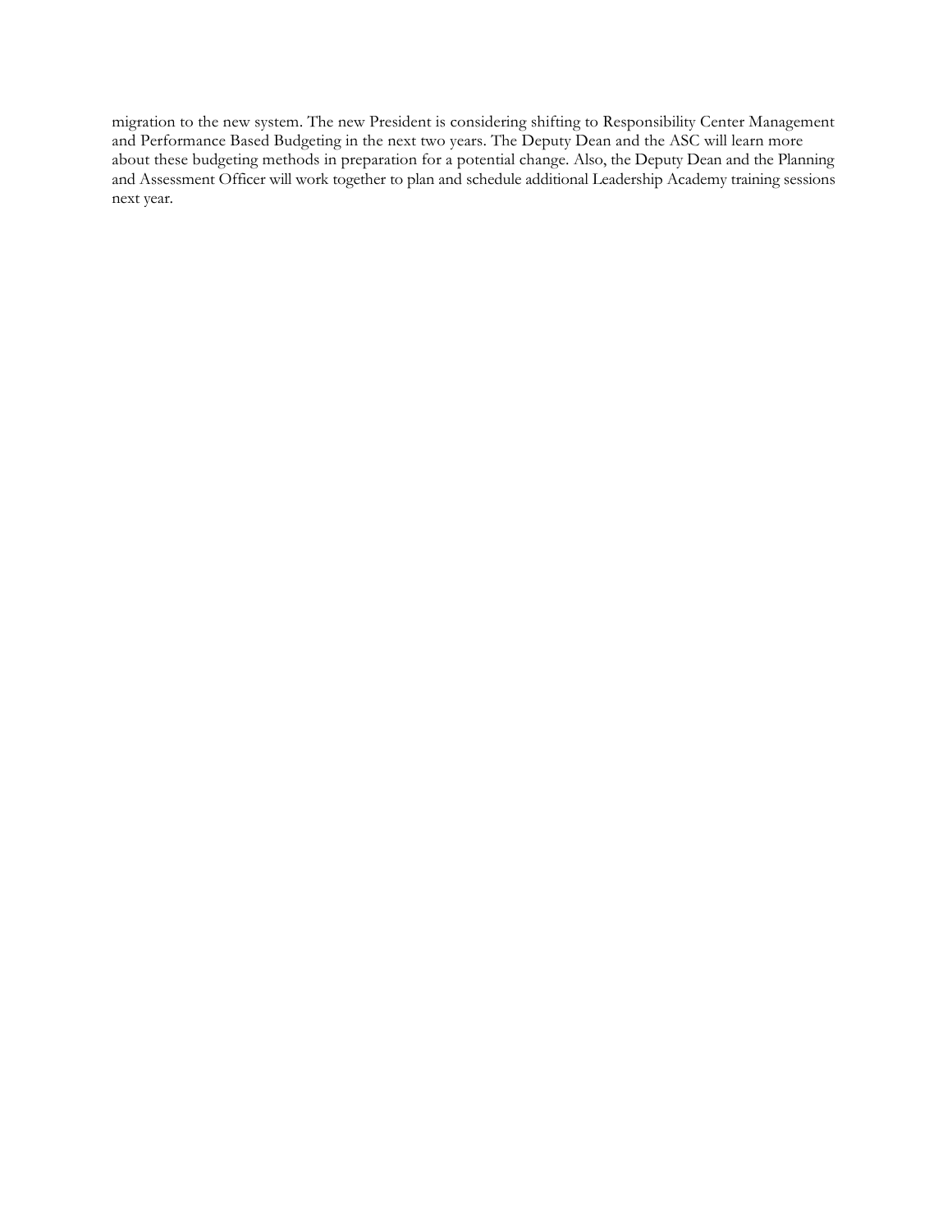migration to the new system. The new President is considering shifting to Responsibility Center Management and Performance Based Budgeting in the next two years. The Deputy Dean and the ASC will learn more about these budgeting methods in preparation for a potential change. Also, the Deputy Dean and the Planning and Assessment Officer will work together to plan and schedule additional Leadership Academy training sessions next year.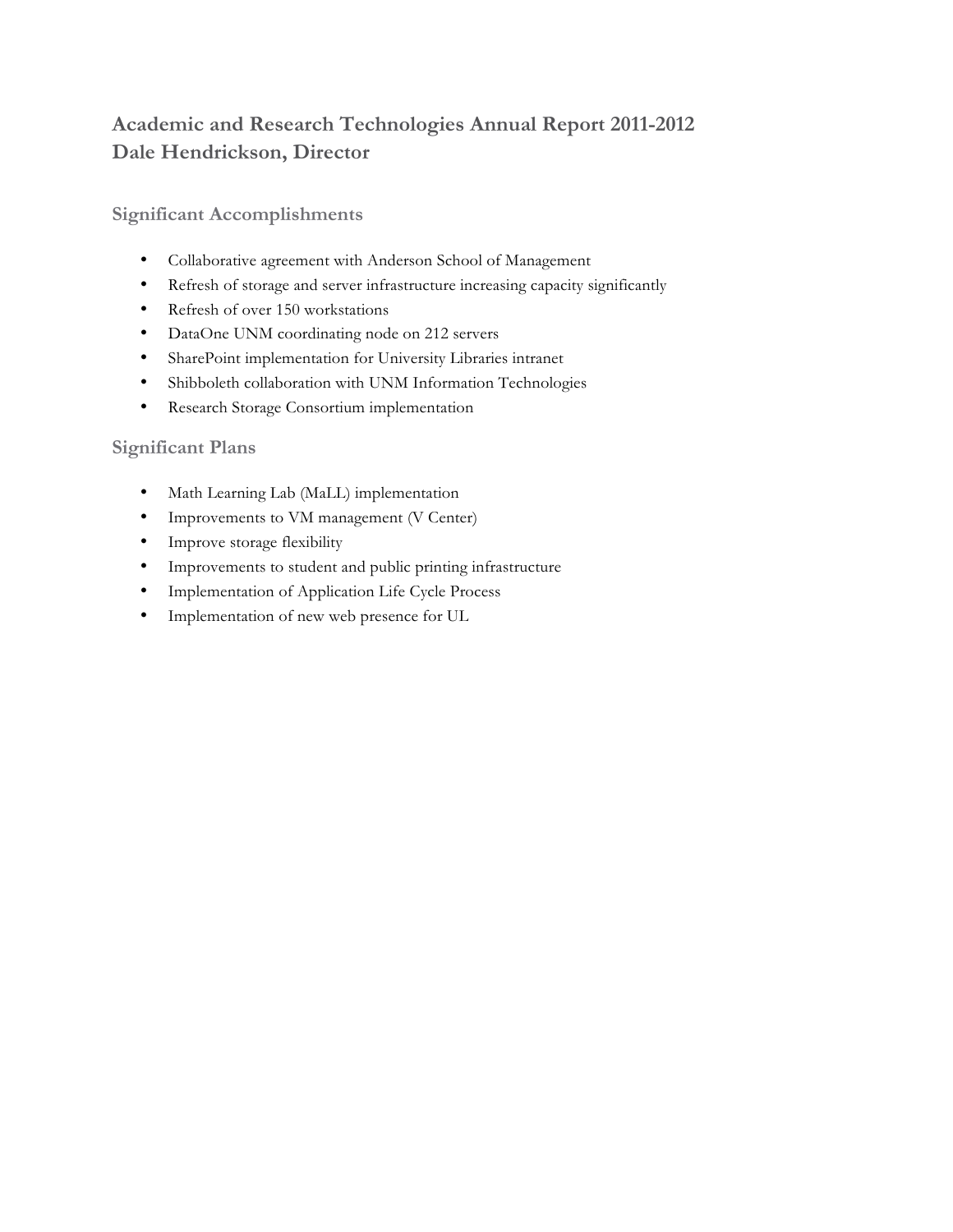## Academic and Research Technologies Annual Report 2011-2012
## Dale Hendrickson, Director

### Significant Accomplishments

- Collaborative agreement with Anderson School of Management
- Refresh of storage and server infrastructure increasing capacity significantly
- Refresh of over 150 workstations
- DataOne UNM coordinating node on 212 servers
- SharePoint implementation for University Libraries intranet
- Shibboleth collaboration with UNM Information Technologies
- Research Storage Consortium implementation

### Significant Plans

- Math Learning Lab (MaLL) implementation
- Improvements to VM management (V Center)
- Improve storage flexibility
- Improvements to student and public printing infrastructure
- Implementation of Application Life Cycle Process
- Implementation of new web presence for UL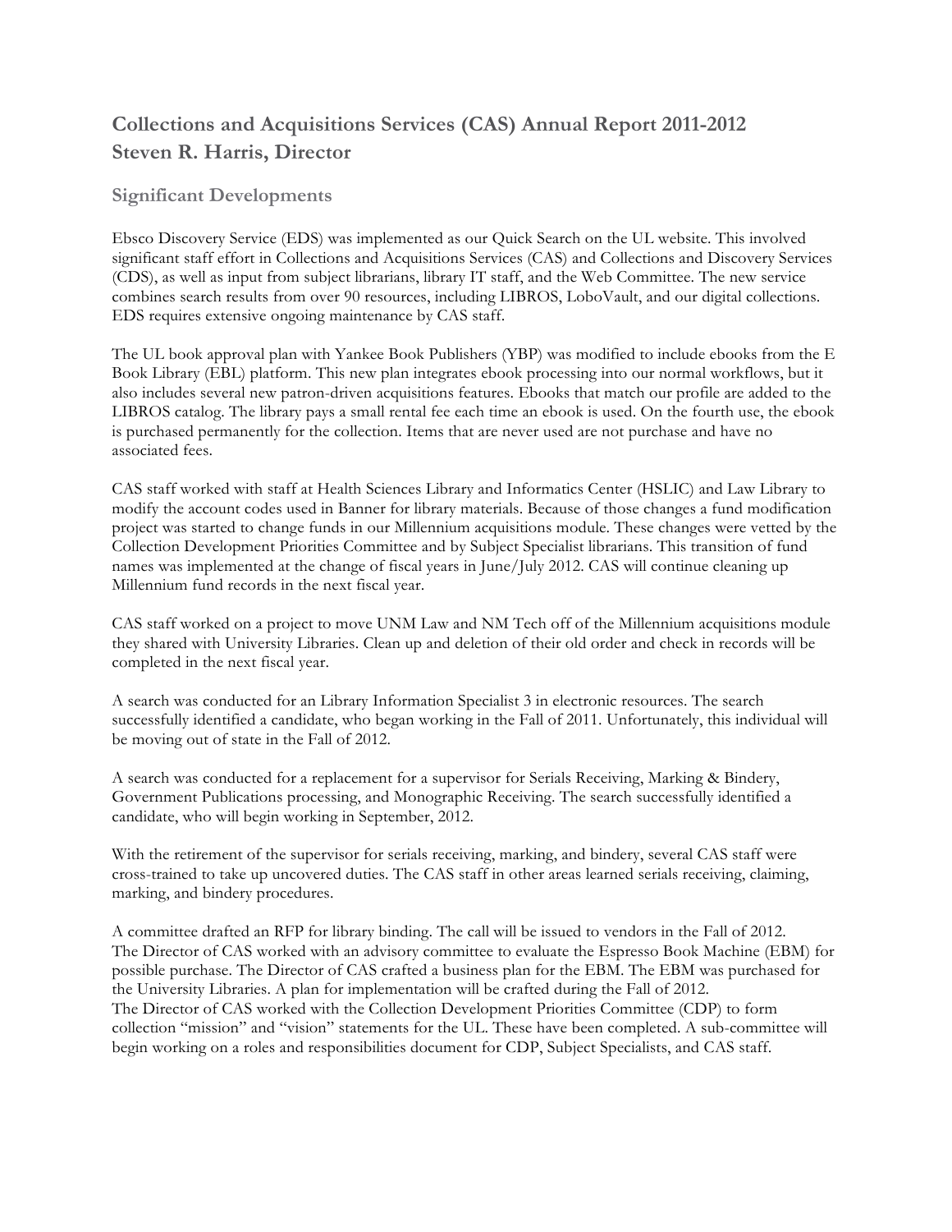## Collections and Acquisitions Services (CAS) Annual Report 2011-2012
## Steven R. Harris, Director

### Significant Developments

Ebsco Discovery Service (EDS) was implemented as our Quick Search on the UL website. This involved significant staff effort in Collections and Acquisitions Services (CAS) and Collections and Discovery Services (CDS), as well as input from subject librarians, library IT staff, and the Web Committee. The new service combines search results from over 90 resources, including LIBROS, LoboVault, and our digital collections. EDS requires extensive ongoing maintenance by CAS staff.

The UL book approval plan with Yankee Book Publishers (YBP) was modified to include ebooks from the E Book Library (EBL) platform. This new plan integrates ebook processing into our normal workflows, but it also includes several new patron-driven acquisitions features. Ebooks that match our profile are added to the LIBROS catalog. The library pays a small rental fee each time an ebook is used. On the fourth use, the ebook is purchased permanently for the collection. Items that are never used are not purchase and have no associated fees.

CAS staff worked with staff at Health Sciences Library and Informatics Center (HSLIC) and Law Library to modify the account codes used in Banner for library materials. Because of those changes a fund modification project was started to change funds in our Millennium acquisitions module. These changes were vetted by the Collection Development Priorities Committee and by Subject Specialist librarians. This transition of fund names was implemented at the change of fiscal years in June/July 2012. CAS will continue cleaning up Millennium fund records in the next fiscal year.

CAS staff worked on a project to move UNM Law and NM Tech off of the Millennium acquisitions module they shared with University Libraries. Clean up and deletion of their old order and check in records will be completed in the next fiscal year.

A search was conducted for an Library Information Specialist 3 in electronic resources. The search successfully identified a candidate, who began working in the Fall of 2011. Unfortunately, this individual will be moving out of state in the Fall of 2012.

A search was conducted for a replacement for a supervisor for Serials Receiving, Marking & Bindery, Government Publications processing, and Monographic Receiving. The search successfully identified a candidate, who will begin working in September, 2012.

With the retirement of the supervisor for serials receiving, marking, and bindery, several CAS staff were cross-trained to take up uncovered duties. The CAS staff in other areas learned serials receiving, claiming, marking, and bindery procedures.

A committee drafted an RFP for library binding. The call will be issued to vendors in the Fall of 2012.
The Director of CAS worked with an advisory committee to evaluate the Espresso Book Machine (EBM) for possible purchase. The Director of CAS crafted a business plan for the EBM. The EBM was purchased for the University Libraries. A plan for implementation will be crafted during the Fall of 2012.
The Director of CAS worked with the Collection Development Priorities Committee (CDP) to form collection "mission" and "vision" statements for the UL. These have been completed. A sub-committee will begin working on a roles and responsibilities document for CDP, Subject Specialists, and CAS staff.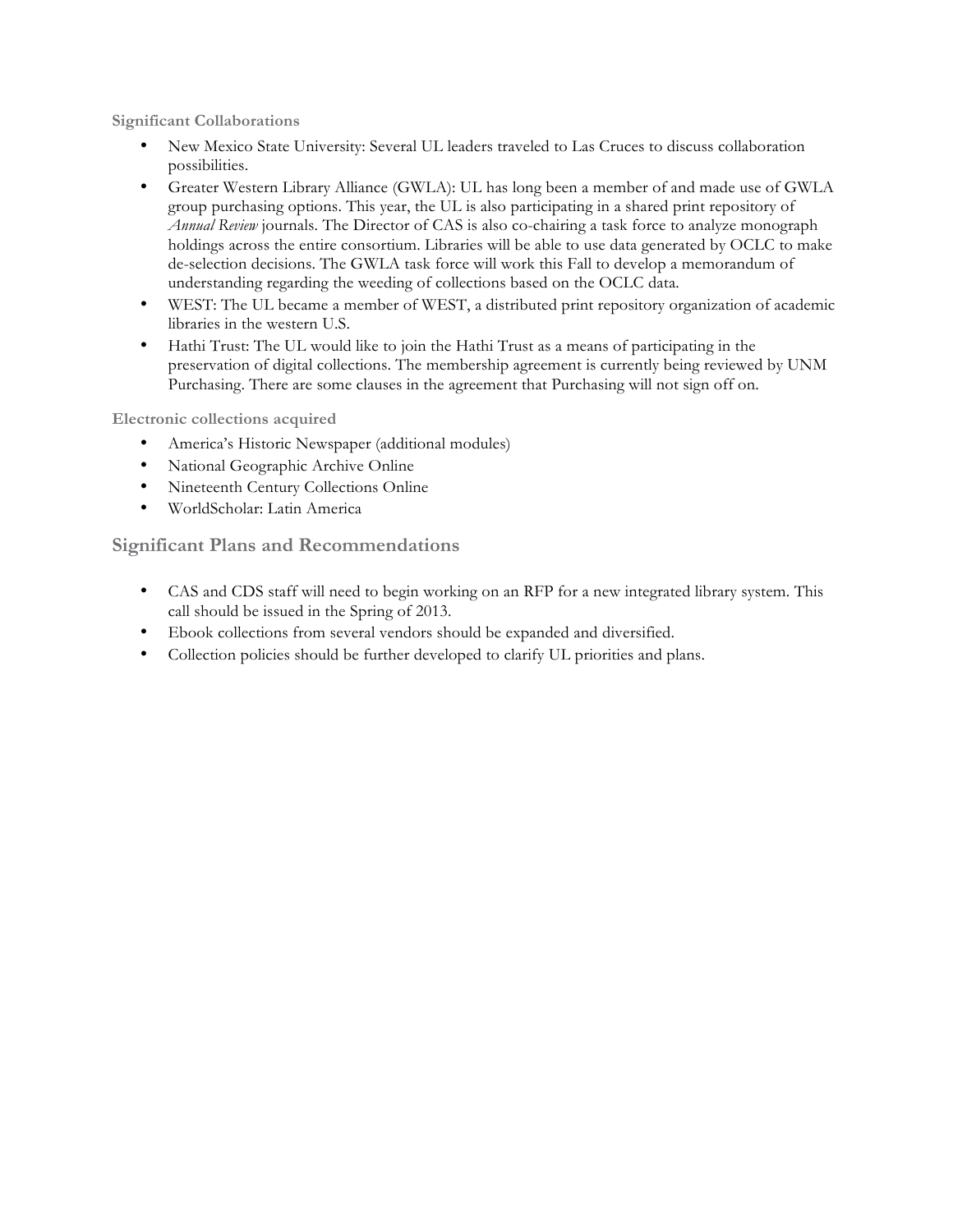### Significant Collaborations

- New Mexico State University: Several UL leaders traveled to Las Cruces to discuss collaboration possibilities.
- Greater Western Library Alliance (GWLA): UL has long been a member of and made use of GWLA group purchasing options. This year, the UL is also participating in a shared print repository of *Annual Review* journals. The Director of CAS is also co-chairing a task force to analyze monograph holdings across the entire consortium. Libraries will be able to use data generated by OCLC to make de-selection decisions. The GWLA task force will work this Fall to develop a memorandum of understanding regarding the weeding of collections based on the OCLC data.
- WEST: The UL became a member of WEST, a distributed print repository organization of academic libraries in the western U.S.
- Hathi Trust: The UL would like to join the Hathi Trust as a means of participating in the preservation of digital collections. The membership agreement is currently being reviewed by UNM Purchasing. There are some clauses in the agreement that Purchasing will not sign off on.

### Electronic collections acquired

- America's Historic Newspaper (additional modules)
- National Geographic Archive Online
- Nineteenth Century Collections Online
- WorldScholar: Latin America

## Significant Plans and Recommendations

- CAS and CDS staff will need to begin working on an RFP for a new integrated library system. This call should be issued in the Spring of 2013.
- Ebook collections from several vendors should be expanded and diversified.
- Collection policies should be further developed to clarify UL priorities and plans.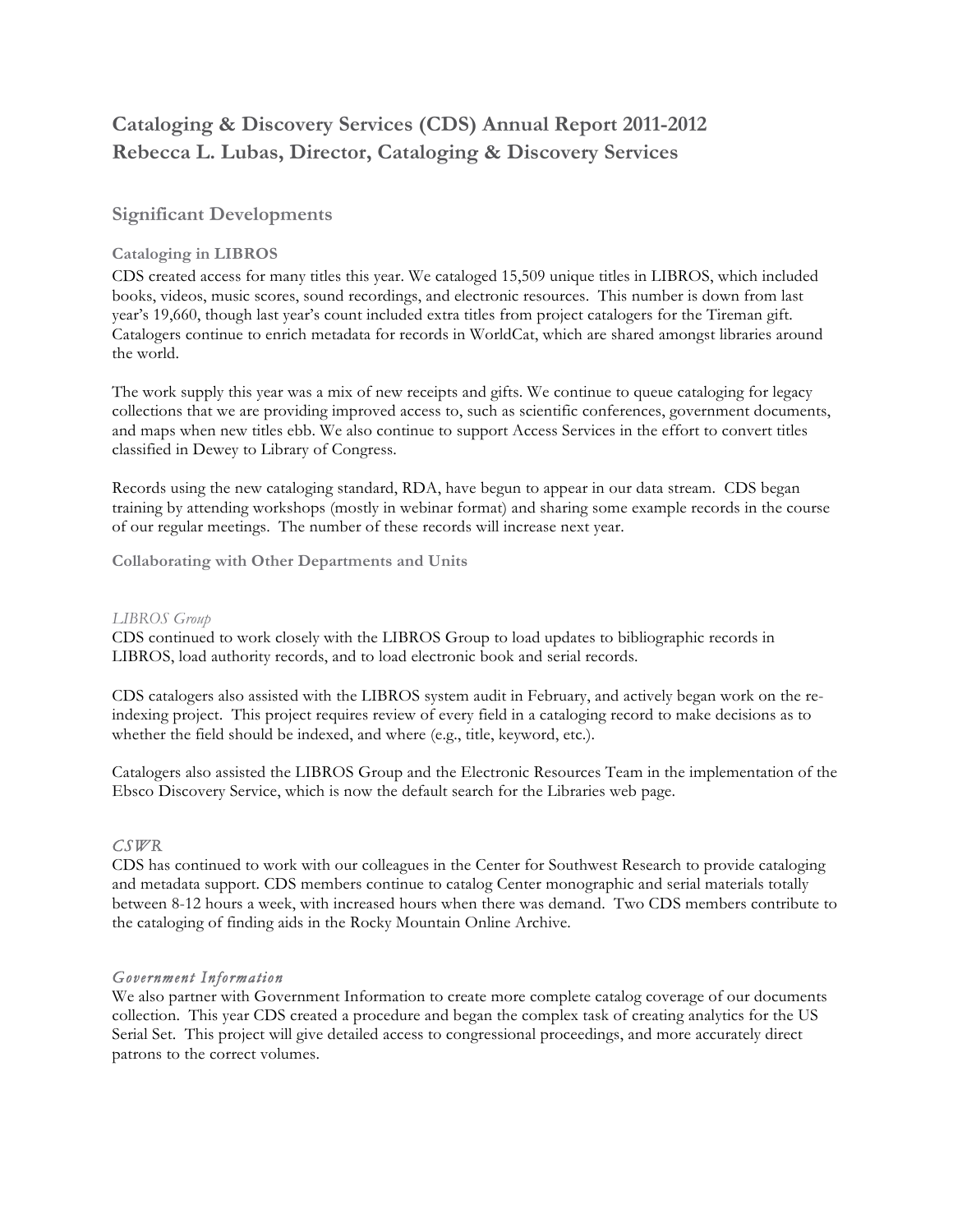# Cataloging & Discovery Services (CDS) Annual Report 2011-2012
# Rebecca L. Lubas, Director, Cataloging & Discovery Services

## Significant Developments

### Cataloging in LIBROS

CDS created access for many titles this year. We cataloged 15,509 unique titles in LIBROS, which included books, videos, music scores, sound recordings, and electronic resources. This number is down from last year's 19,660, though last year's count included extra titles from project catalogers for the Tireman gift. Catalogers continue to enrich metadata for records in WorldCat, which are shared amongst libraries around the world.

The work supply this year was a mix of new receipts and gifts. We continue to queue cataloging for legacy collections that we are providing improved access to, such as scientific conferences, government documents, and maps when new titles ebb. We also continue to support Access Services in the effort to convert titles classified in Dewey to Library of Congress.

Records using the new cataloging standard, RDA, have begun to appear in our data stream. CDS began training by attending workshops (mostly in webinar format) and sharing some example records in the course of our regular meetings. The number of these records will increase next year.

### Collaborating with Other Departments and Units

*LIBROS Group*

CDS continued to work closely with the LIBROS Group to load updates to bibliographic records in LIBROS, load authority records, and to load electronic book and serial records.

CDS catalogers also assisted with the LIBROS system audit in February, and actively began work on the re-indexing project. This project requires review of every field in a cataloging record to make decisions as to whether the field should be indexed, and where (e.g., title, keyword, etc.).

Catalogers also assisted the LIBROS Group and the Electronic Resources Team in the implementation of the Ebsco Discovery Service, which is now the default search for the Libraries web page.

*CSWR*

CDS has continued to work with our colleagues in the Center for Southwest Research to provide cataloging and metadata support. CDS members continue to catalog Center monographic and serial materials totally between 8-12 hours a week, with increased hours when there was demand. Two CDS members contribute to the cataloging of finding aids in the Rocky Mountain Online Archive.

*Government Information*

We also partner with Government Information to create more complete catalog coverage of our documents collection. This year CDS created a procedure and began the complex task of creating analytics for the US Serial Set. This project will give detailed access to congressional proceedings, and more accurately direct patrons to the correct volumes.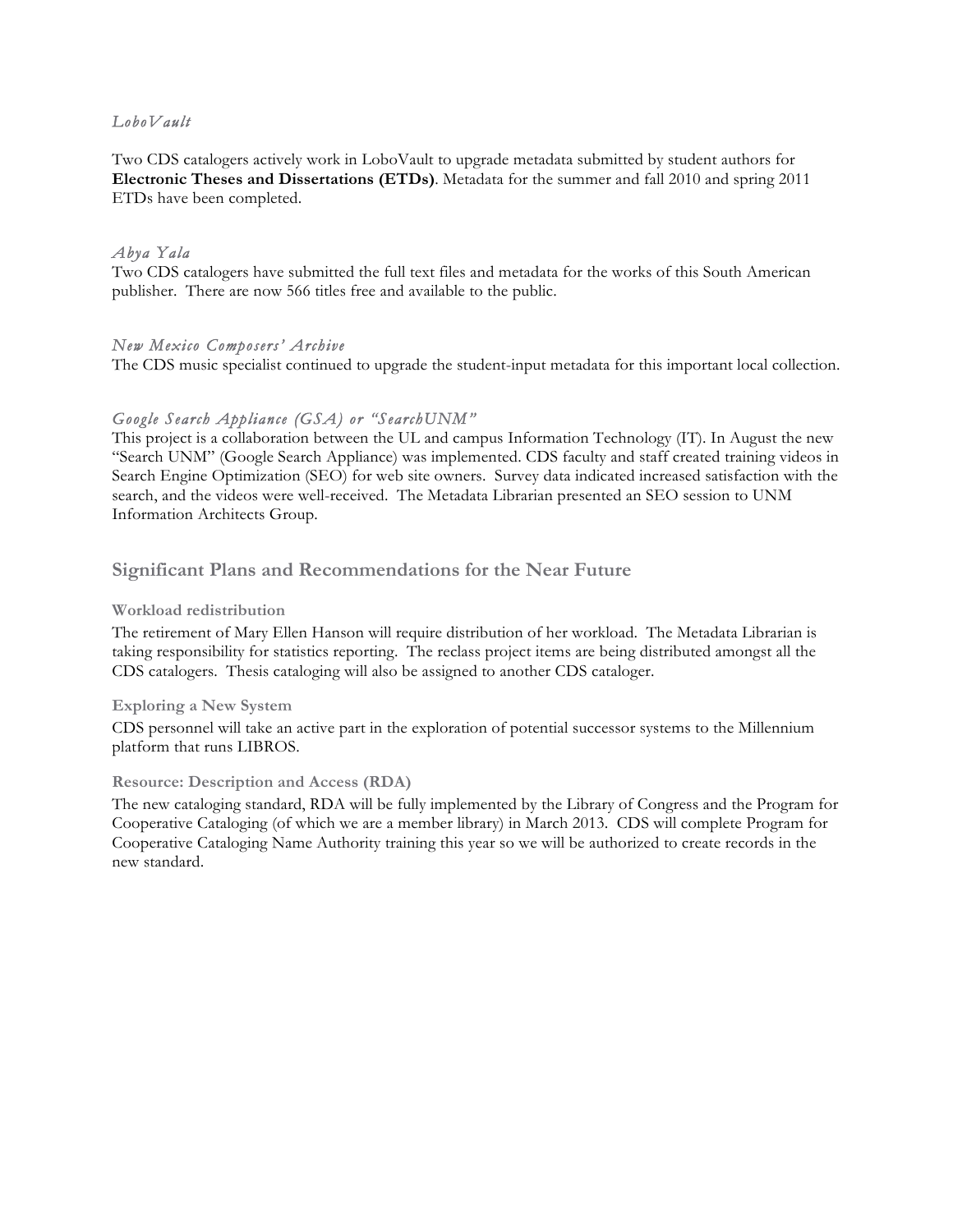*LoboVault*

Two CDS catalogers actively work in LoboVault to upgrade metadata submitted by student authors for **Electronic Theses and Dissertations (ETDs)**. Metadata for the summer and fall 2010 and spring 2011 ETDs have been completed.

*Abya Yala*

Two CDS catalogers have submitted the full text files and metadata for the works of this South American publisher. There are now 566 titles free and available to the public.

*New Mexico Composers' Archive*

The CDS music specialist continued to upgrade the student-input metadata for this important local collection.

*Google Search Appliance (GSA) or "SearchUNM"*

This project is a collaboration between the UL and campus Information Technology (IT). In August the new "Search UNM" (Google Search Appliance) was implemented. CDS faculty and staff created training videos in Search Engine Optimization (SEO) for web site owners. Survey data indicated increased satisfaction with the search, and the videos were well-received. The Metadata Librarian presented an SEO session to UNM Information Architects Group.

## Significant Plans and Recommendations for the Near Future

### Workload redistribution

The retirement of Mary Ellen Hanson will require distribution of her workload. The Metadata Librarian is taking responsibility for statistics reporting. The reclass project items are being distributed amongst all the CDS catalogers. Thesis cataloging will also be assigned to another CDS cataloger.

### Exploring a New System

CDS personnel will take an active part in the exploration of potential successor systems to the Millennium platform that runs LIBROS.

### Resource: Description and Access (RDA)

The new cataloging standard, RDA will be fully implemented by the Library of Congress and the Program for Cooperative Cataloging (of which we are a member library) in March 2013. CDS will complete Program for Cooperative Cataloging Name Authority training this year so we will be authorized to create records in the new standard.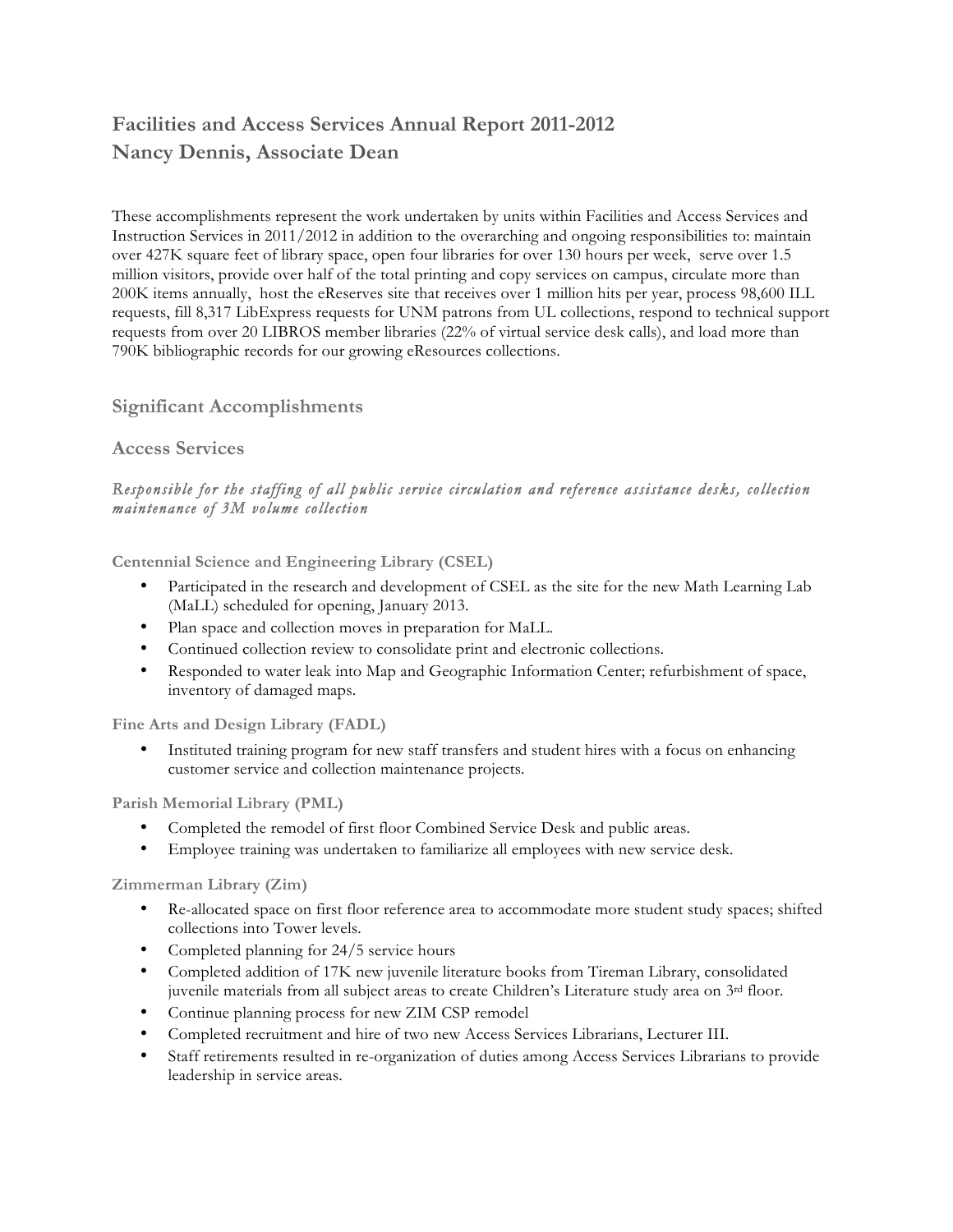# Facilities and Access Services Annual Report 2011-2012
# Nancy Dennis, Associate Dean

These accomplishments represent the work undertaken by units within Facilities and Access Services and Instruction Services in 2011/2012 in addition to the overarching and ongoing responsibilities to: maintain over 427K square feet of library space, open four libraries for over 130 hours per week, serve over 1.5 million visitors, provide over half of the total printing and copy services on campus, circulate more than 200K items annually, host the eReserves site that receives over 1 million hits per year, process 98,600 ILL requests, fill 8,317 LibExpress requests for UNM patrons from UL collections, respond to technical support requests from over 20 LIBROS member libraries (22% of virtual service desk calls), and load more than 790K bibliographic records for our growing eResources collections.

## Significant Accomplishments

## Access Services

*Responsible for the staffing of all public service circulation and reference assistance desks, collection maintenance of 3M volume collection*

### Centennial Science and Engineering Library (CSEL)

- Participated in the research and development of CSEL as the site for the new Math Learning Lab (MaLL) scheduled for opening, January 2013.
- Plan space and collection moves in preparation for MaLL.
- Continued collection review to consolidate print and electronic collections.
- Responded to water leak into Map and Geographic Information Center; refurbishment of space, inventory of damaged maps.

### Fine Arts and Design Library (FADL)

- Instituted training program for new staff transfers and student hires with a focus on enhancing customer service and collection maintenance projects.

### Parish Memorial Library (PML)

- Completed the remodel of first floor Combined Service Desk and public areas.
- Employee training was undertaken to familiarize all employees with new service desk.

### Zimmerman Library (Zim)

- Re-allocated space on first floor reference area to accommodate more student study spaces; shifted collections into Tower levels.
- Completed planning for 24/5 service hours
- Completed addition of 17K new juvenile literature books from Tireman Library, consolidated juvenile materials from all subject areas to create Children's Literature study area on 3rd floor.
- Continue planning process for new ZIM CSP remodel
- Completed recruitment and hire of two new Access Services Librarians, Lecturer III.
- Staff retirements resulted in re-organization of duties among Access Services Librarians to provide leadership in service areas.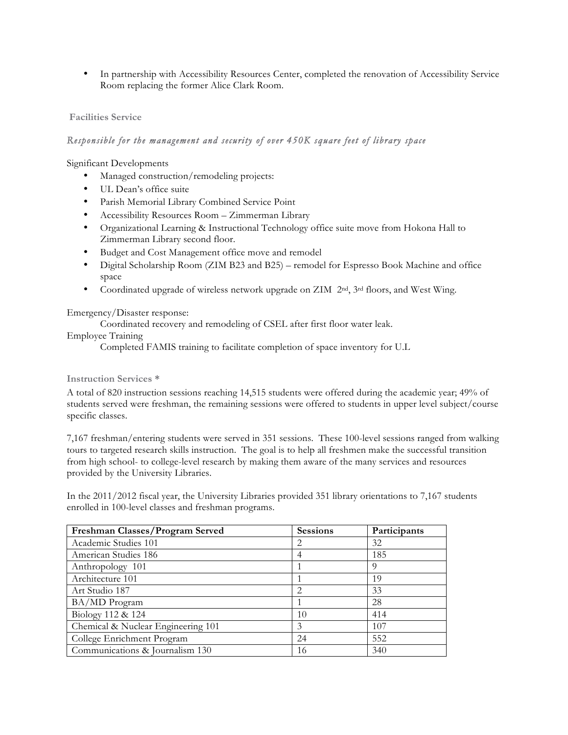- In partnership with Accessibility Resources Center, completed the renovation of Accessibility Service Room replacing the former Alice Clark Room.

### Facilities Service

*Responsible for the management and security of over 450K square feet of library space*

Significant Developments

- Managed construction/remodeling projects:
- UL Dean's office suite
- Parish Memorial Library Combined Service Point
- Accessibility Resources Room – Zimmerman Library
- Organizational Learning & Instructional Technology office suite move from Hokona Hall to Zimmerman Library second floor.
- Budget and Cost Management office move and remodel
- Digital Scholarship Room (ZIM B23 and B25) – remodel for Espresso Book Machine and office space
- Coordinated upgrade of wireless network upgrade on ZIM 2nd, 3rd floors, and West Wing.

Emergency/Disaster response:

Coordinated recovery and remodeling of CSEL after first floor water leak.

Employee Training

Completed FAMIS training to facilitate completion of space inventory for U.L

### Instruction Services *

A total of 820 instruction sessions reaching 14,515 students were offered during the academic year; 49% of students served were freshman, the remaining sessions were offered to students in upper level subject/course specific classes.

7,167 freshman/entering students were served in 351 sessions. These 100-level sessions ranged from walking tours to targeted research skills instruction. The goal is to help all freshmen make the successful transition from high school- to college-level research by making them aware of the many services and resources provided by the University Libraries.

In the 2011/2012 fiscal year, the University Libraries provided 351 library orientations to 7,167 students enrolled in 100-level classes and freshman programs.

| Freshman Classes/Program Served | Sessions | Participants |
|---|---|---|
| Academic Studies 101 | 2 | 32 |
| American Studies 186 | 4 | 185 |
| Anthropology 101 | 1 | 9 |
| Architecture 101 | 1 | 19 |
| Art Studio 187 | 2 | 33 |
| BA/MD Program | 1 | 28 |
| Biology 112 & 124 | 10 | 414 |
| Chemical & Nuclear Engineering 101 | 3 | 107 |
| College Enrichment Program | 24 | 552 |
| Communications & Journalism 130 | 16 | 340 |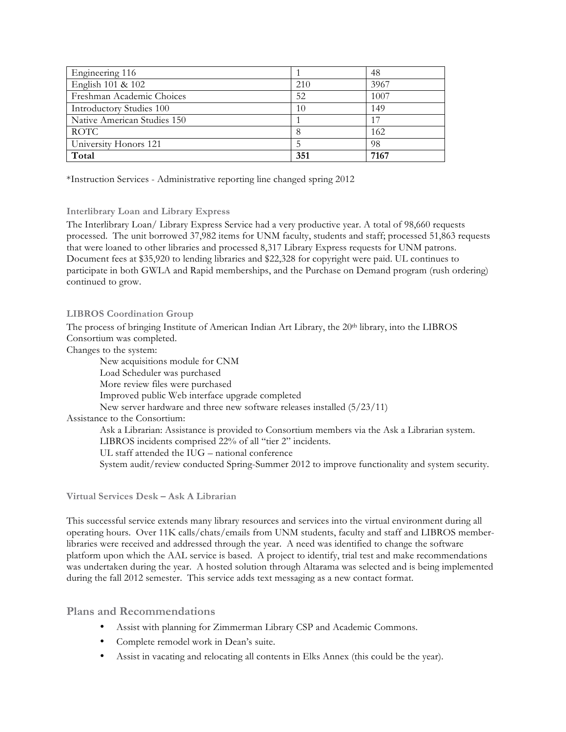| Engineering 116 | 1 | 48 |
|---|---|---|
| English 101 & 102 | 210 | 3967 |
| Freshman Academic Choices | 52 | 1007 |
| Introductory Studies 100 | 10 | 149 |
| Native American Studies 150 | 1 | 17 |
| ROTC | 8 | 162 |
| University Honors 121 | 5 | 98 |
| **Total** | **351** | **7167** |

*Instruction Services - Administrative reporting line changed spring 2012

#### Interlibrary Loan and Library Express

The Interlibrary Loan/ Library Express Service had a very productive year. A total of 98,660 requests processed. The unit borrowed 37,982 items for UNM faculty, students and staff; processed 51,863 requests that were loaned to other libraries and processed 8,317 Library Express requests for UNM patrons. Document fees at $35,920 to lending libraries and $22,328 for copyright were paid. UL continues to participate in both GWLA and Rapid memberships, and the Purchase on Demand program (rush ordering) continued to grow.

#### LIBROS Coordination Group

The process of bringing Institute of American Indian Art Library, the 20th library, into the LIBROS Consortium was completed.

Changes to the system:

- New acquisitions module for CNM
- Load Scheduler was purchased
- More review files were purchased
- Improved public Web interface upgrade completed
- New server hardware and three new software releases installed (5/23/11)

Assistance to the Consortium:

- Ask a Librarian: Assistance is provided to Consortium members via the Ask a Librarian system. LIBROS incidents comprised 22% of all "tier 2" incidents.
- UL staff attended the IUG – national conference
- System audit/review conducted Spring-Summer 2012 to improve functionality and system security.

#### Virtual Services Desk – Ask A Librarian

This successful service extends many library resources and services into the virtual environment during all operating hours. Over 11K calls/chats/emails from UNM students, faculty and staff and LIBROS member-libraries were received and addressed through the year. A need was identified to change the software platform upon which the AAL service is based. A project to identify, trial test and make recommendations was undertaken during the year. A hosted solution through Altarama was selected and is being implemented during the fall 2012 semester. This service adds text messaging as a new contact format.

### Plans and Recommendations

- Assist with planning for Zimmerman Library CSP and Academic Commons.
- Complete remodel work in Dean's suite.
- Assist in vacating and relocating all contents in Elks Annex (this could be the year).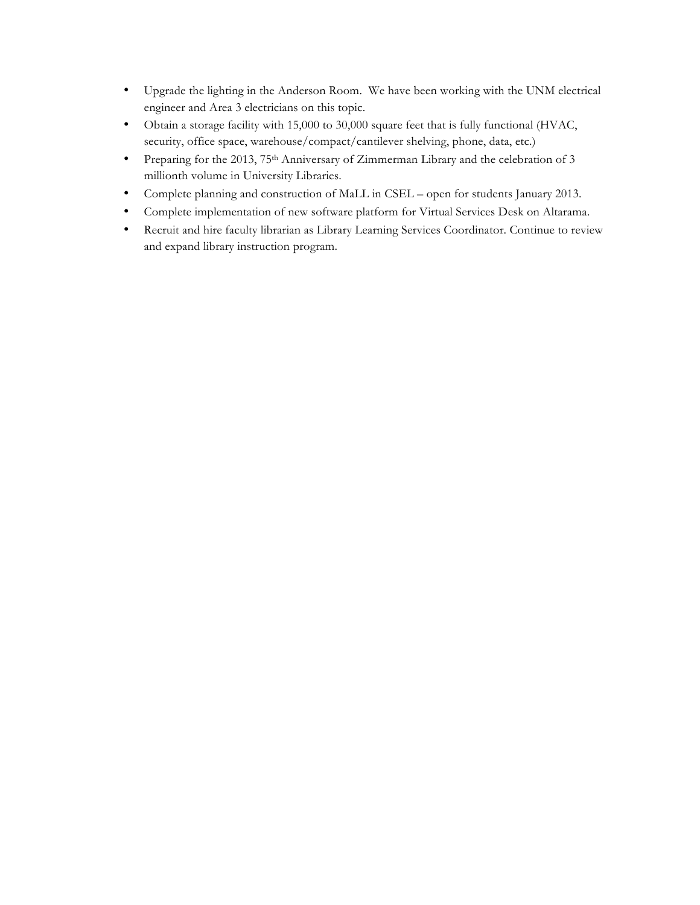- Upgrade the lighting in the Anderson Room. We have been working with the UNM electrical engineer and Area 3 electricians on this topic.
- Obtain a storage facility with 15,000 to 30,000 square feet that is fully functional (HVAC, security, office space, warehouse/compact/cantilever shelving, phone, data, etc.)
- Preparing for the 2013, 75th Anniversary of Zimmerman Library and the celebration of 3 millionth volume in University Libraries.
- Complete planning and construction of MaLL in CSEL – open for students January 2013.
- Complete implementation of new software platform for Virtual Services Desk on Altarama.
- Recruit and hire faculty librarian as Library Learning Services Coordinator. Continue to review and expand library instruction program.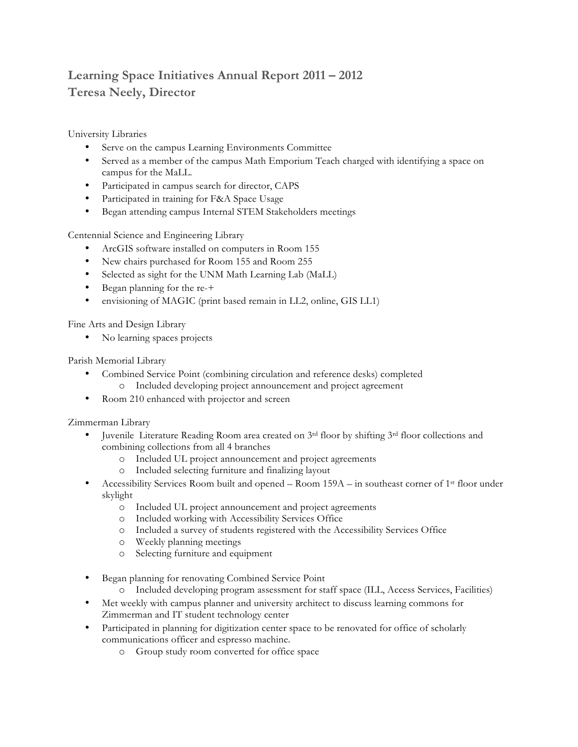## Learning Space Initiatives Annual Report 2011 – 2012
## Teresa Neely, Director

University Libraries

- Serve on the campus Learning Environments Committee
- Served as a member of the campus Math Emporium Teach charged with identifying a space on campus for the MaLL.
- Participated in campus search for director, CAPS
- Participated in training for F&A Space Usage
- Began attending campus Internal STEM Stakeholders meetings

Centennial Science and Engineering Library

- ArcGIS software installed on computers in Room 155
- New chairs purchased for Room 155 and Room 255
- Selected as sight for the UNM Math Learning Lab (MaLL)
- Began planning for the re-+
- envisioning of MAGIC (print based remain in LL2, online, GIS LL1)

Fine Arts and Design Library

- No learning spaces projects

Parish Memorial Library

- Combined Service Point (combining circulation and reference desks) completed
  - Included developing project announcement and project agreement
- Room 210 enhanced with projector and screen

Zimmerman Library

- Juvenile Literature Reading Room area created on 3rd floor by shifting 3rd floor collections and combining collections from all 4 branches
  - Included UL project announcement and project agreements
  - Included selecting furniture and finalizing layout
- Accessibility Services Room built and opened – Room 159A – in southeast corner of 1st floor under skylight
  - Included UL project announcement and project agreements
  - Included working with Accessibility Services Office
  - Included a survey of students registered with the Accessibility Services Office
  - Weekly planning meetings
  - Selecting furniture and equipment

- Began planning for renovating Combined Service Point
  - Included developing program assessment for staff space (ILL, Access Services, Facilities)
- Met weekly with campus planner and university architect to discuss learning commons for Zimmerman and IT student technology center
- Participated in planning for digitization center space to be renovated for office of scholarly communications officer and espresso machine.
  - Group study room converted for office space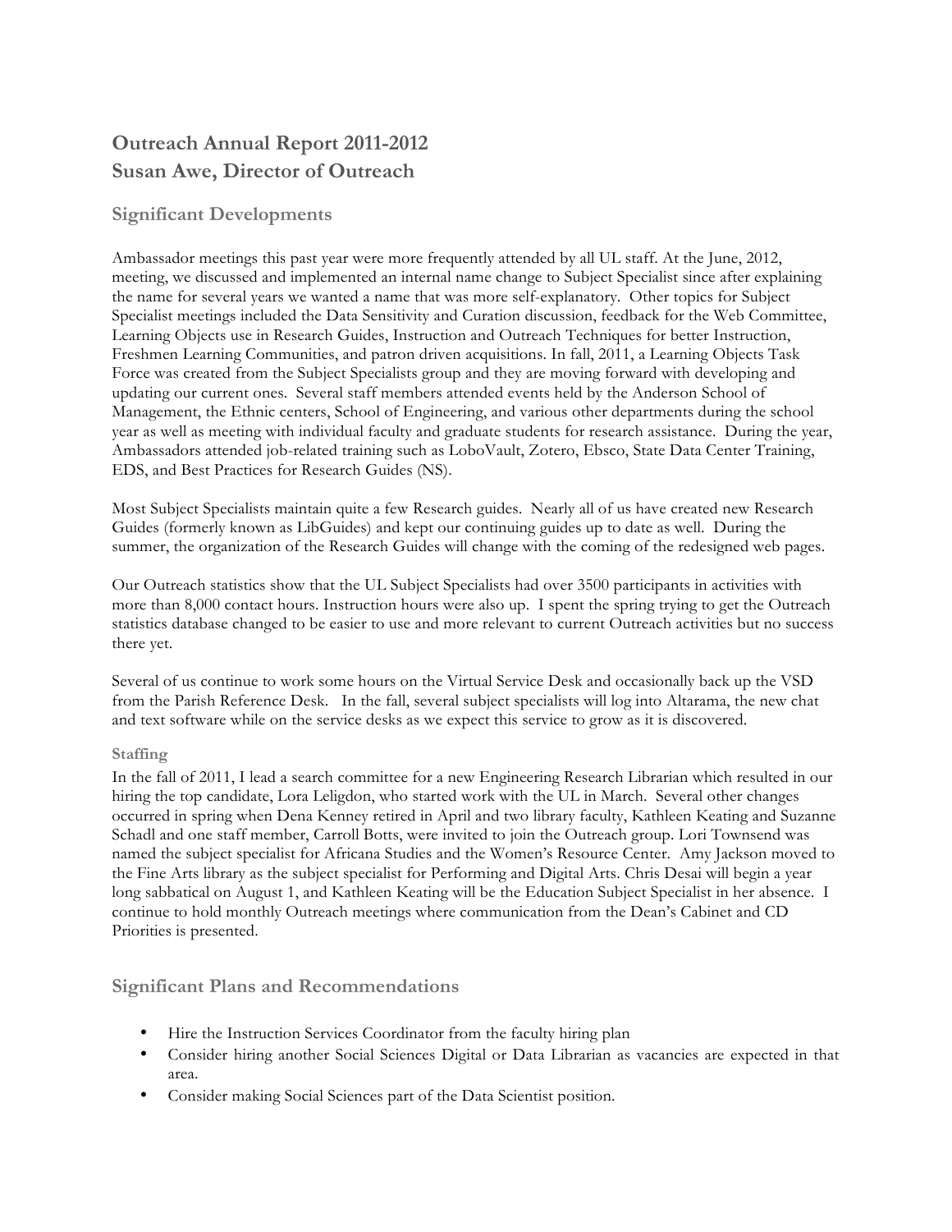# Outreach Annual Report 2011-2012
# Susan Awe, Director of Outreach

## Significant Developments

Ambassador meetings this past year were more frequently attended by all UL staff. At the June, 2012, meeting, we discussed and implemented an internal name change to Subject Specialist since after explaining the name for several years we wanted a name that was more self-explanatory. Other topics for Subject Specialist meetings included the Data Sensitivity and Curation discussion, feedback for the Web Committee, Learning Objects use in Research Guides, Instruction and Outreach Techniques for better Instruction, Freshmen Learning Communities, and patron driven acquisitions. In fall, 2011, a Learning Objects Task Force was created from the Subject Specialists group and they are moving forward with developing and updating our current ones. Several staff members attended events held by the Anderson School of Management, the Ethnic centers, School of Engineering, and various other departments during the school year as well as meeting with individual faculty and graduate students for research assistance. During the year, Ambassadors attended job-related training such as LoboVault, Zotero, Ebsco, State Data Center Training, EDS, and Best Practices for Research Guides (NS).

Most Subject Specialists maintain quite a few Research guides. Nearly all of us have created new Research Guides (formerly known as LibGuides) and kept our continuing guides up to date as well. During the summer, the organization of the Research Guides will change with the coming of the redesigned web pages.

Our Outreach statistics show that the UL Subject Specialists had over 3500 participants in activities with more than 8,000 contact hours. Instruction hours were also up. I spent the spring trying to get the Outreach statistics database changed to be easier to use and more relevant to current Outreach activities but no success there yet.

Several of us continue to work some hours on the Virtual Service Desk and occasionally back up the VSD from the Parish Reference Desk. In the fall, several subject specialists will log into Altarama, the new chat and text software while on the service desks as we expect this service to grow as it is discovered.

### Staffing

In the fall of 2011, I lead a search committee for a new Engineering Research Librarian which resulted in our hiring the top candidate, Lora Leligdon, who started work with the UL in March. Several other changes occurred in spring when Dena Kenney retired in April and two library faculty, Kathleen Keating and Suzanne Schadl and one staff member, Carroll Botts, were invited to join the Outreach group. Lori Townsend was named the subject specialist for Africana Studies and the Women's Resource Center. Amy Jackson moved to the Fine Arts library as the subject specialist for Performing and Digital Arts. Chris Desai will begin a year long sabbatical on August 1, and Kathleen Keating will be the Education Subject Specialist in her absence. I continue to hold monthly Outreach meetings where communication from the Dean's Cabinet and CD Priorities is presented.

## Significant Plans and Recommendations

- Hire the Instruction Services Coordinator from the faculty hiring plan
- Consider hiring another Social Sciences Digital or Data Librarian as vacancies are expected in that area.
- Consider making Social Sciences part of the Data Scientist position.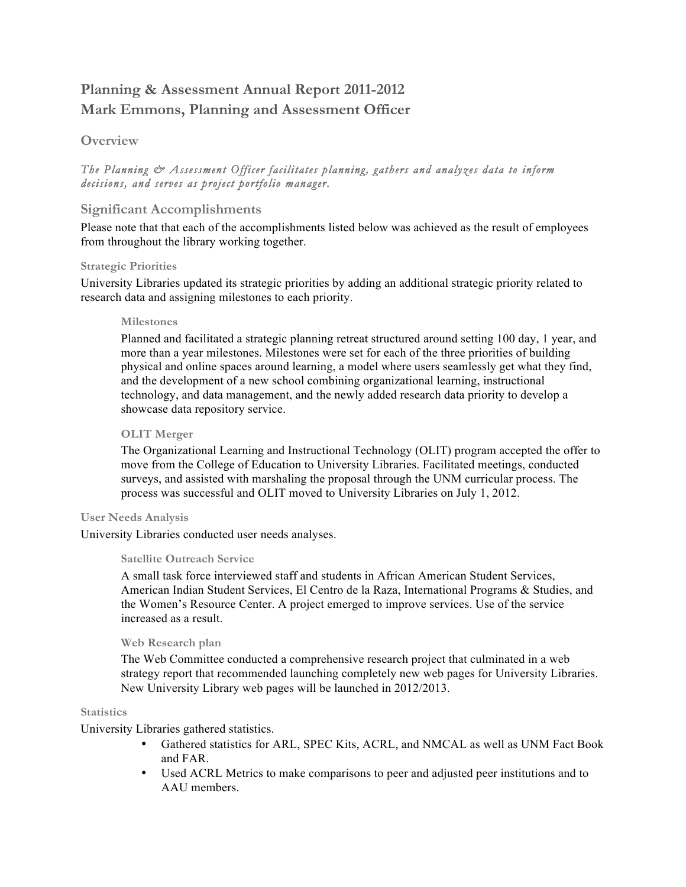# Planning & Assessment Annual Report 2011-2012
# Mark Emmons, Planning and Assessment Officer

## Overview

*The Planning & Assessment Officer facilitates planning, gathers and analyzes data to inform decisions, and serves as project portfolio manager.*

## Significant Accomplishments

Please note that that each of the accomplishments listed below was achieved as the result of employees from throughout the library working together.

### Strategic Priorities

University Libraries updated its strategic priorities by adding an additional strategic priority related to research data and assigning milestones to each priority.

#### Milestones

Planned and facilitated a strategic planning retreat structured around setting 100 day, 1 year, and more than a year milestones. Milestones were set for each of the three priorities of building physical and online spaces around learning, a model where users seamlessly get what they find, and the development of a new school combining organizational learning, instructional technology, and data management, and the newly added research data priority to develop a showcase data repository service.

#### OLIT Merger

The Organizational Learning and Instructional Technology (OLIT) program accepted the offer to move from the College of Education to University Libraries. Facilitated meetings, conducted surveys, and assisted with marshaling the proposal through the UNM curricular process. The process was successful and OLIT moved to University Libraries on July 1, 2012.

### User Needs Analysis

University Libraries conducted user needs analyses.

#### Satellite Outreach Service

A small task force interviewed staff and students in African American Student Services, American Indian Student Services, El Centro de la Raza, International Programs & Studies, and the Women's Resource Center. A project emerged to improve services. Use of the service increased as a result.

#### Web Research plan

The Web Committee conducted a comprehensive research project that culminated in a web strategy report that recommended launching completely new web pages for University Libraries. New University Library web pages will be launched in 2012/2013.

### Statistics

University Libraries gathered statistics.

- Gathered statistics for ARL, SPEC Kits, ACRL, and NMCAL as well as UNM Fact Book and FAR.
- Used ACRL Metrics to make comparisons to peer and adjusted peer institutions and to AAU members.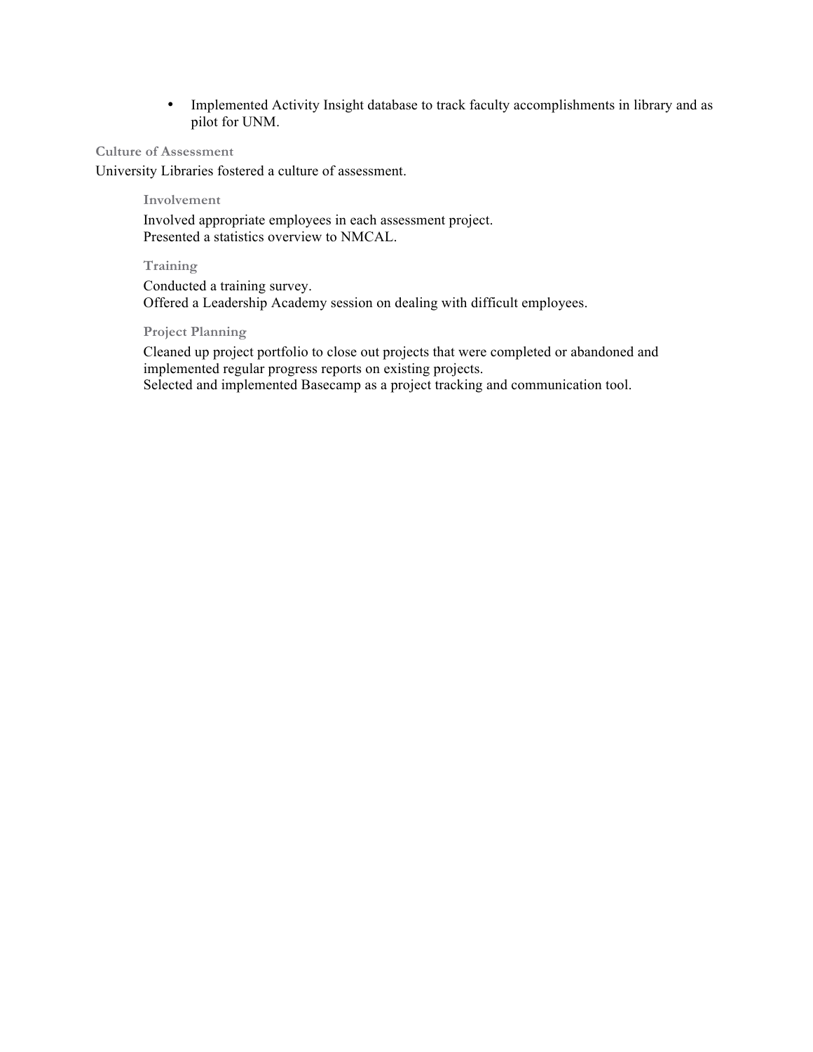- Implemented Activity Insight database to track faculty accomplishments in library and as pilot for UNM.

### Culture of Assessment

University Libraries fostered a culture of assessment.

#### Involvement

Involved appropriate employees in each assessment project.
Presented a statistics overview to NMCAL.

#### Training

Conducted a training survey.
Offered a Leadership Academy session on dealing with difficult employees.

#### Project Planning

Cleaned up project portfolio to close out projects that were completed or abandoned and implemented regular progress reports on existing projects.
Selected and implemented Basecamp as a project tracking and communication tool.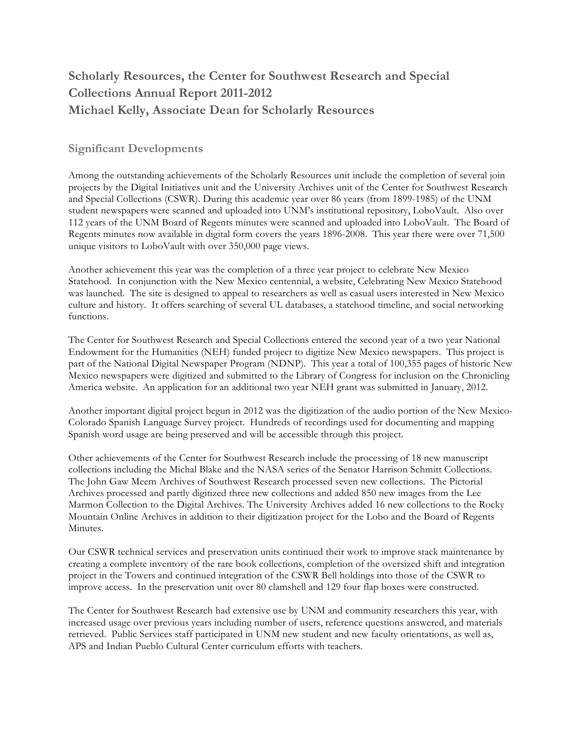## Scholarly Resources, the Center for Southwest Research and Special Collections Annual Report 2011-2012
## Michael Kelly, Associate Dean for Scholarly Resources

### Significant Developments

Among the outstanding achievements of the Scholarly Resources unit include the completion of several join projects by the Digital Initiatives unit and the University Archives unit of the Center for Southwest Research and Special Collections (CSWR). During this academic year over 86 years (from 1899-1985) of the UNM student newspapers were scanned and uploaded into UNM's institutional repository, LoboVault. Also over 112 years of the UNM Board of Regents minutes were scanned and uploaded into LoboVault. The Board of Regents minutes now available in digital form covers the years 1896-2008. This year there were over 71,500 unique visitors to LoboVault with over 350,000 page views.

Another achievement this year was the completion of a three year project to celebrate New Mexico Statehood. In conjunction with the New Mexico centennial, a website, Celebrating New Mexico Statehood was launched. The site is designed to appeal to researchers as well as casual users interested in New Mexico culture and history. It offers searching of several UL databases, a statehood timeline, and social networking functions.

The Center for Southwest Research and Special Collections entered the second year of a two year National Endowment for the Humanities (NEH) funded project to digitize New Mexico newspapers. This project is part of the National Digital Newspaper Program (NDNP). This year a total of 100,355 pages of historic New Mexico newspapers were digitized and submitted to the Library of Congress for inclusion on the Chronicling America website. An application for an additional two year NEH grant was submitted in January, 2012.

Another important digital project begun in 2012 was the digitization of the audio portion of the New Mexico-Colorado Spanish Language Survey project. Hundreds of recordings used for documenting and mapping Spanish word usage are being preserved and will be accessible through this project.

Other achievements of the Center for Southwest Research include the processing of 18 new manuscript collections including the Michal Blake and the NASA series of the Senator Harrison Schmitt Collections. The John Gaw Meem Archives of Southwest Research processed seven new collections. The Pictorial Archives processed and partly digitized three new collections and added 850 new images from the Lee Marmon Collection to the Digital Archives. The University Archives added 16 new collections to the Rocky Mountain Online Archives in addition to their digitization project for the Lobo and the Board of Regents Minutes.

Our CSWR technical services and preservation units continued their work to improve stack maintenance by creating a complete inventory of the rare book collections, completion of the oversized shift and integration project in the Towers and continued integration of the CSWR Bell holdings into those of the CSWR to improve access. In the preservation unit over 80 clamshell and 129 four flap boxes were constructed.

The Center for Southwest Research had extensive use by UNM and community researchers this year, with increased usage over previous years including number of users, reference questions answered, and materials retrieved. Public Services staff participated in UNM new student and new faculty orientations, as well as, APS and Indian Pueblo Cultural Center curriculum efforts with teachers.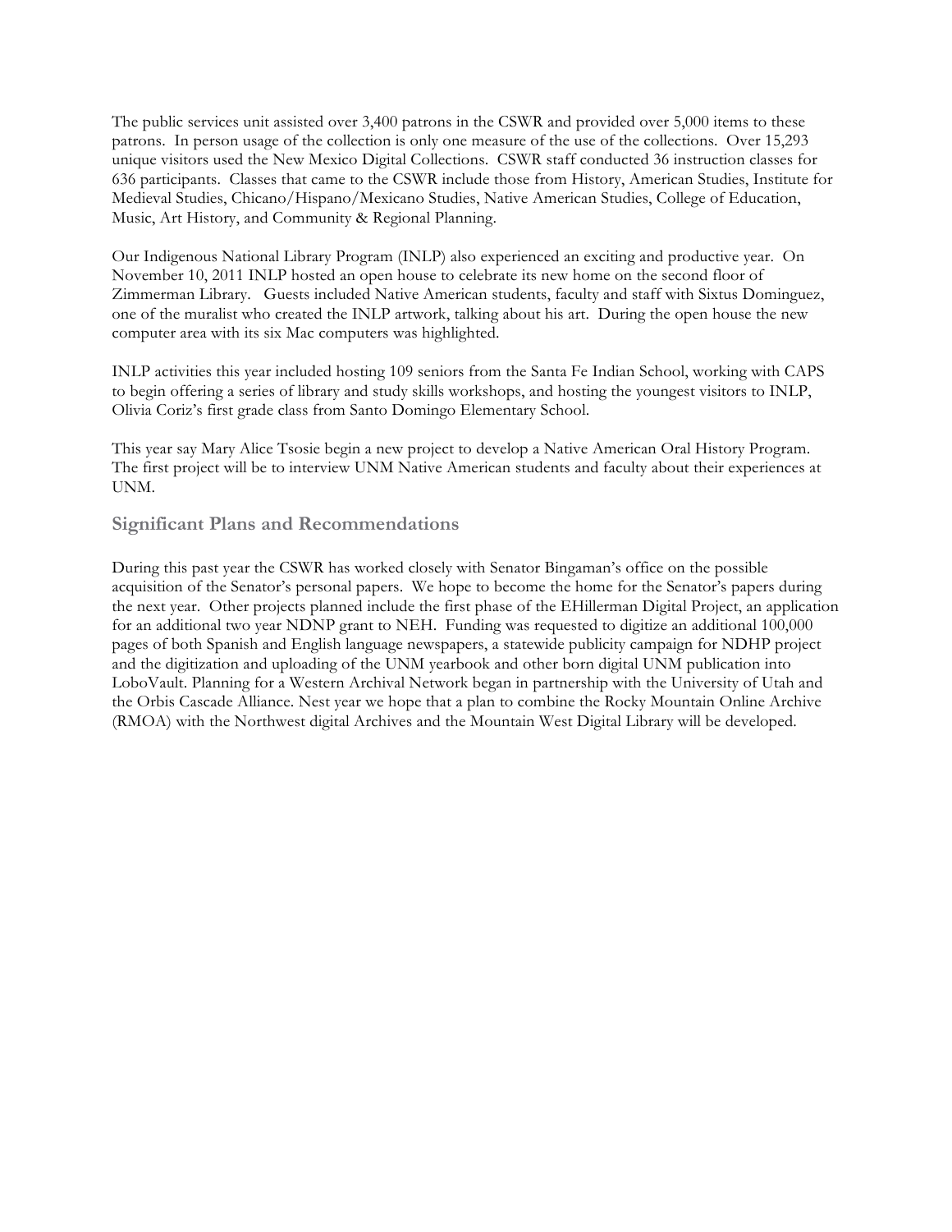The public services unit assisted over 3,400 patrons in the CSWR and provided over 5,000 items to these patrons. In person usage of the collection is only one measure of the use of the collections. Over 15,293 unique visitors used the New Mexico Digital Collections. CSWR staff conducted 36 instruction classes for 636 participants. Classes that came to the CSWR include those from History, American Studies, Institute for Medieval Studies, Chicano/Hispano/Mexicano Studies, Native American Studies, College of Education, Music, Art History, and Community & Regional Planning.

Our Indigenous National Library Program (INLP) also experienced an exciting and productive year. On November 10, 2011 INLP hosted an open house to celebrate its new home on the second floor of Zimmerman Library. Guests included Native American students, faculty and staff with Sixtus Dominguez, one of the muralist who created the INLP artwork, talking about his art. During the open house the new computer area with its six Mac computers was highlighted.

INLP activities this year included hosting 109 seniors from the Santa Fe Indian School, working with CAPS to begin offering a series of library and study skills workshops, and hosting the youngest visitors to INLP, Olivia Coriz's first grade class from Santo Domingo Elementary School.

This year say Mary Alice Tsosie begin a new project to develop a Native American Oral History Program. The first project will be to interview UNM Native American students and faculty about their experiences at UNM.

## Significant Plans and Recommendations

During this past year the CSWR has worked closely with Senator Bingaman's office on the possible acquisition of the Senator's personal papers. We hope to become the home for the Senator's papers during the next year. Other projects planned include the first phase of the EHillerman Digital Project, an application for an additional two year NDNP grant to NEH. Funding was requested to digitize an additional 100,000 pages of both Spanish and English language newspapers, a statewide publicity campaign for NDHP project and the digitization and uploading of the UNM yearbook and other born digital UNM publication into LoboVault. Planning for a Western Archival Network began in partnership with the University of Utah and the Orbis Cascade Alliance. Nest year we hope that a plan to combine the Rocky Mountain Online Archive (RMOA) with the Northwest digital Archives and the Mountain West Digital Library will be developed.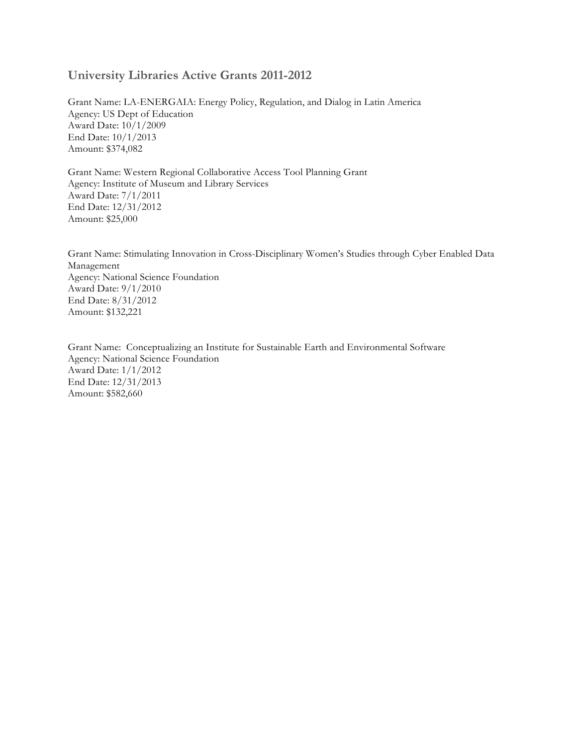## University Libraries Active Grants 2011-2012

Grant Name: LA-ENERGAIA: Energy Policy, Regulation, and Dialog in Latin America
Agency: US Dept of Education
Award Date: 10/1/2009
End Date: 10/1/2013
Amount: $374,082

Grant Name: Western Regional Collaborative Access Tool Planning Grant
Agency: Institute of Museum and Library Services
Award Date: 7/1/2011
End Date: 12/31/2012
Amount: $25,000

Grant Name: Stimulating Innovation in Cross-Disciplinary Women's Studies through Cyber Enabled Data Management
Agency: National Science Foundation
Award Date: 9/1/2010
End Date: 8/31/2012
Amount: $132,221

Grant Name: Conceptualizing an Institute for Sustainable Earth and Environmental Software
Agency: National Science Foundation
Award Date: 1/1/2012
End Date: 12/31/2013
Amount: $582,660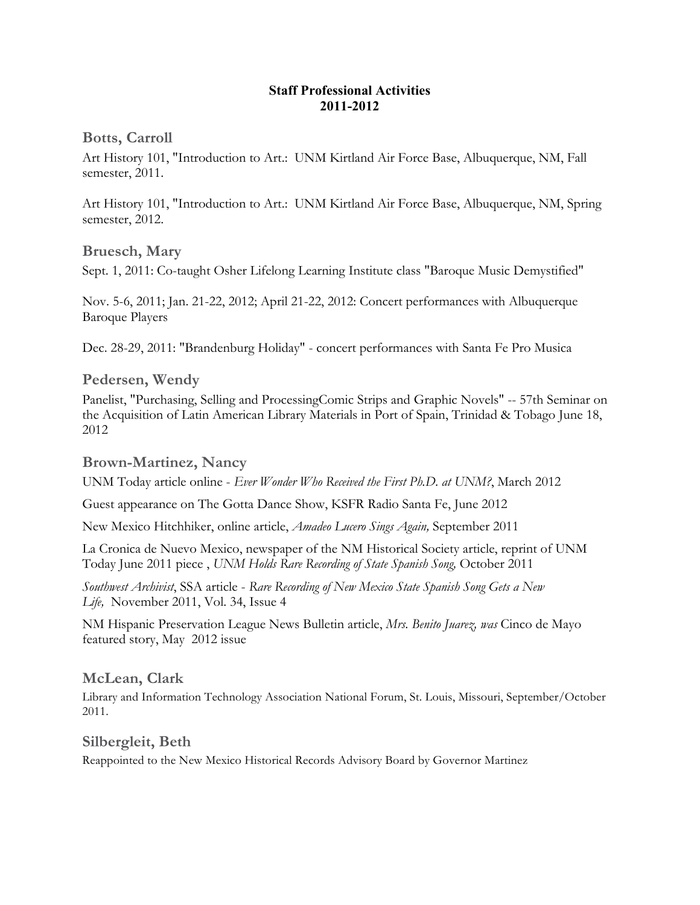**Staff Professional Activities**
**2011-2012**

## Botts, Carroll

Art History 101, "Introduction to Art.: UNM Kirtland Air Force Base, Albuquerque, NM, Fall semester, 2011.

Art History 101, "Introduction to Art.: UNM Kirtland Air Force Base, Albuquerque, NM, Spring semester, 2012.

## Bruesch, Mary

Sept. 1, 2011: Co-taught Osher Lifelong Learning Institute class "Baroque Music Demystified"

Nov. 5-6, 2011; Jan. 21-22, 2012; April 21-22, 2012: Concert performances with Albuquerque Baroque Players

Dec. 28-29, 2011: "Brandenburg Holiday" - concert performances with Santa Fe Pro Musica

## Pedersen, Wendy

Panelist, "Purchasing, Selling and ProcessingComic Strips and Graphic Novels" -- 57th Seminar on the Acquisition of Latin American Library Materials in Port of Spain, Trinidad & Tobago June 18, 2012

## Brown-Martinez, Nancy

UNM Today article online - *Ever Wonder Who Received the First Ph.D. at UNM?*, March 2012

Guest appearance on The Gotta Dance Show, KSFR Radio Santa Fe, June 2012

New Mexico Hitchhiker, online article, *Amadeo Lucero Sings Again,* September 2011

La Cronica de Nuevo Mexico, newspaper of the NM Historical Society article, reprint of UNM Today June 2011 piece , *UNM Holds Rare Recording of State Spanish Song,* October 2011

*Southwest Archivist*, SSA article - *Rare Recording of New Mexico State Spanish Song Gets a New Life,* November 2011, Vol. 34, Issue 4

NM Hispanic Preservation League News Bulletin article, *Mrs. Benito Juarez, was* Cinco de Mayo featured story, May 2012 issue

## McLean, Clark

Library and Information Technology Association National Forum, St. Louis, Missouri, September/October 2011.

## Silbergleit, Beth

Reappointed to the New Mexico Historical Records Advisory Board by Governor Martinez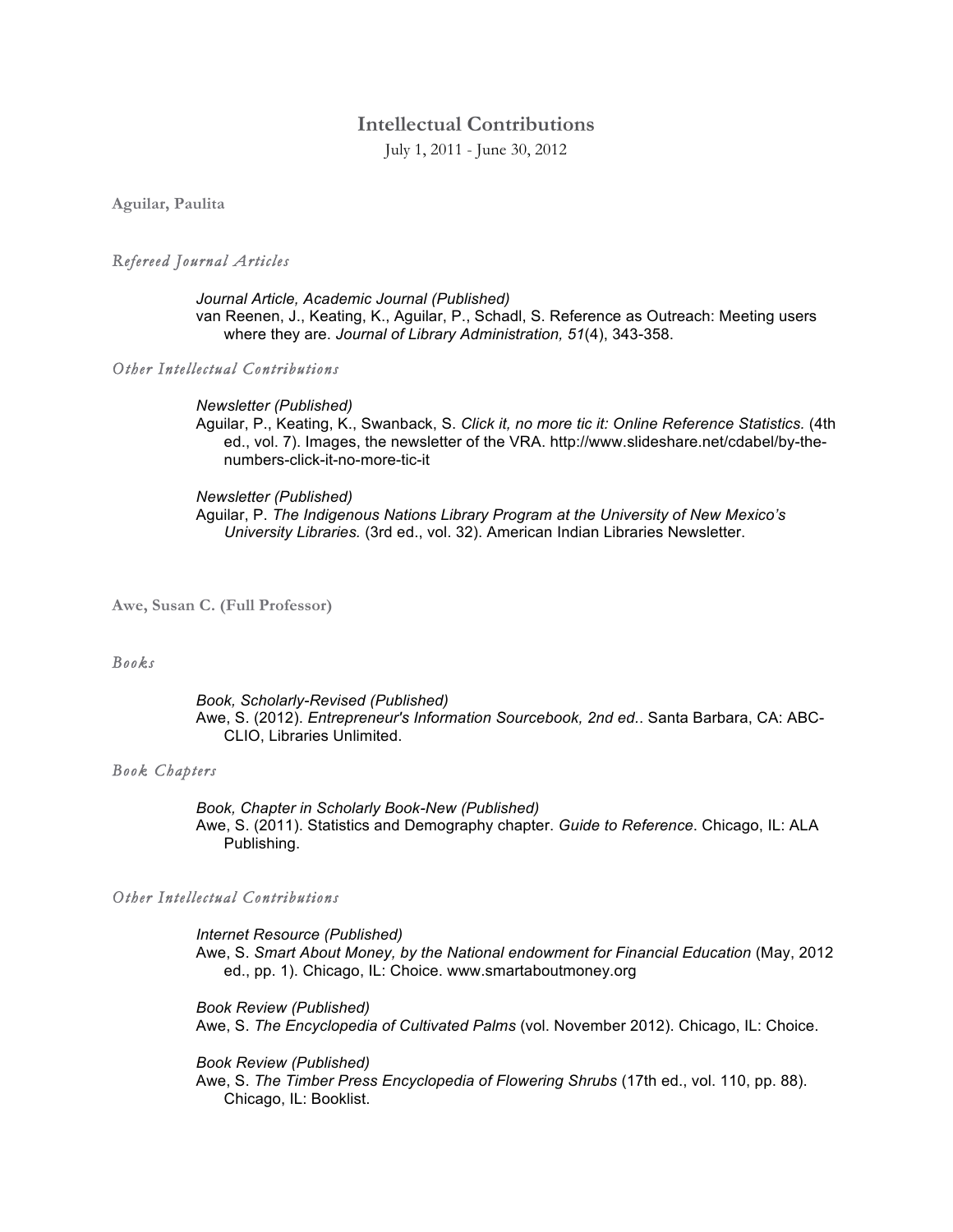# Intellectual Contributions

July 1, 2011 - June 30, 2012

## Aguilar, Paulita

### *Refereed Journal Articles*

*Journal Article, Academic Journal (Published)*
van Reenen, J., Keating, K., Aguilar, P., Schadl, S. Reference as Outreach: Meeting users where they are. *Journal of Library Administration, 51*(4), 343-358.

### *Other Intellectual Contributions*

*Newsletter (Published)*
Aguilar, P., Keating, K., Swanback, S. *Click it, no more tic it: Online Reference Statistics.* (4th ed., vol. 7). Images, the newsletter of the VRA. http://www.slideshare.net/cdabel/by-the-numbers-click-it-no-more-tic-it

*Newsletter (Published)*
Aguilar, P. *The Indigenous Nations Library Program at the University of New Mexico's University Libraries.* (3rd ed., vol. 32). American Indian Libraries Newsletter.

## Awe, Susan C. (Full Professor)

### *Books*

*Book, Scholarly-Revised (Published)*
Awe, S. (2012). *Entrepreneur's Information Sourcebook, 2nd ed.*. Santa Barbara, CA: ABC-CLIO, Libraries Unlimited.

### *Book Chapters*

*Book, Chapter in Scholarly Book-New (Published)*
Awe, S. (2011). Statistics and Demography chapter. *Guide to Reference*. Chicago, IL: ALA Publishing.

### *Other Intellectual Contributions*

*Internet Resource (Published)*
Awe, S. *Smart About Money, by the National endowment for Financial Education* (May, 2012 ed., pp. 1). Chicago, IL: Choice. www.smartaboutmoney.org

*Book Review (Published)*
Awe, S. *The Encyclopedia of Cultivated Palms* (vol. November 2012). Chicago, IL: Choice.

*Book Review (Published)*
Awe, S. *The Timber Press Encyclopedia of Flowering Shrubs* (17th ed., vol. 110, pp. 88). Chicago, IL: Booklist.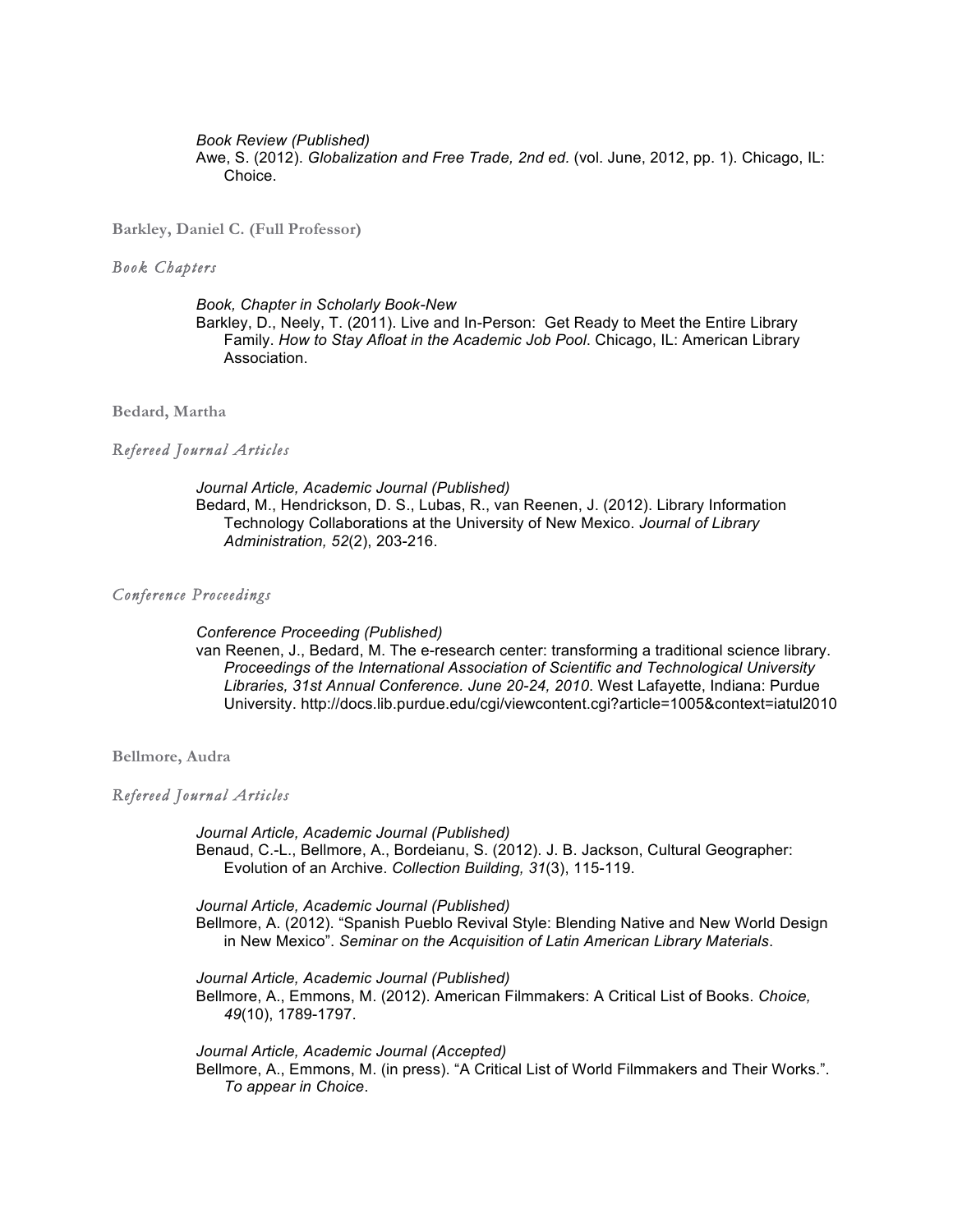*Book Review (Published)*
Awe, S. (2012). *Globalization and Free Trade, 2nd ed*. (vol. June, 2012, pp. 1). Chicago, IL: Choice.

## Barkley, Daniel C. (Full Professor)

### *Book Chapters*

*Book, Chapter in Scholarly Book-New*
Barkley, D., Neely, T. (2011). Live and In-Person: Get Ready to Meet the Entire Library Family. *How to Stay Afloat in the Academic Job Pool*. Chicago, IL: American Library Association.

## Bedard, Martha

### *Refereed Journal Articles*

*Journal Article, Academic Journal (Published)*
Bedard, M., Hendrickson, D. S., Lubas, R., van Reenen, J. (2012). Library Information Technology Collaborations at the University of New Mexico. *Journal of Library Administration, 52*(2), 203-216.

### *Conference Proceedings*

*Conference Proceeding (Published)*
van Reenen, J., Bedard, M. The e-research center: transforming a traditional science library. *Proceedings of the International Association of Scientific and Technological University Libraries, 31st Annual Conference. June 20-24, 2010*. West Lafayette, Indiana: Purdue University. http://docs.lib.purdue.edu/cgi/viewcontent.cgi?article=1005&context=iatul2010

## Bellmore, Audra

### *Refereed Journal Articles*

*Journal Article, Academic Journal (Published)*
Benaud, C.-L., Bellmore, A., Bordeianu, S. (2012). J. B. Jackson, Cultural Geographer: Evolution of an Archive. *Collection Building, 31*(3), 115-119.

*Journal Article, Academic Journal (Published)*
Bellmore, A. (2012). "Spanish Pueblo Revival Style: Blending Native and New World Design in New Mexico". *Seminar on the Acquisition of Latin American Library Materials*.

*Journal Article, Academic Journal (Published)*
Bellmore, A., Emmons, M. (2012). American Filmmakers: A Critical List of Books. *Choice, 49*(10), 1789-1797.

*Journal Article, Academic Journal (Accepted)*
Bellmore, A., Emmons, M. (in press). "A Critical List of World Filmmakers and Their Works.". *To appear in Choice*.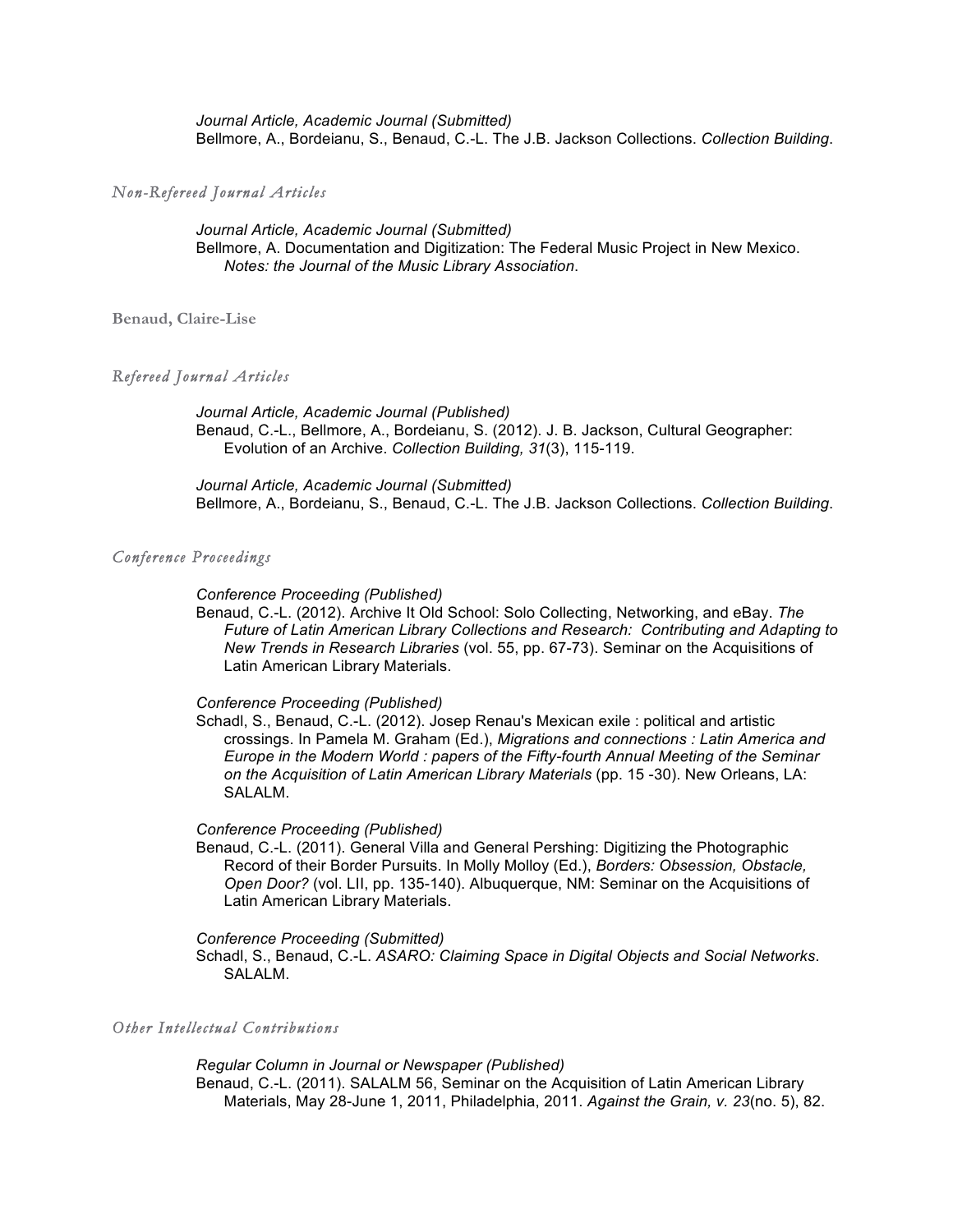*Journal Article, Academic Journal (Submitted)*
Bellmore, A., Bordeianu, S., Benaud, C.-L. The J.B. Jackson Collections. *Collection Building*.

### *Non-Refereed Journal Articles*

*Journal Article, Academic Journal (Submitted)*
Bellmore, A. Documentation and Digitization: The Federal Music Project in New Mexico. *Notes: the Journal of the Music Library Association*.

## **Benaud, Claire-Lise**

### *Refereed Journal Articles*

*Journal Article, Academic Journal (Published)*
Benaud, C.-L., Bellmore, A., Bordeianu, S. (2012). J. B. Jackson, Cultural Geographer: Evolution of an Archive. *Collection Building, 31*(3), 115-119.

*Journal Article, Academic Journal (Submitted)*
Bellmore, A., Bordeianu, S., Benaud, C.-L. The J.B. Jackson Collections. *Collection Building*.

### *Conference Proceedings*

*Conference Proceeding (Published)*
Benaud, C.-L. (2012). Archive It Old School: Solo Collecting, Networking, and eBay. *The Future of Latin American Library Collections and Research: Contributing and Adapting to New Trends in Research Libraries* (vol. 55, pp. 67-73). Seminar on the Acquisitions of Latin American Library Materials.

*Conference Proceeding (Published)*
Schadl, S., Benaud, C.-L. (2012). Josep Renau's Mexican exile : political and artistic crossings. In Pamela M. Graham (Ed.), *Migrations and connections : Latin America and Europe in the Modern World : papers of the Fifty-fourth Annual Meeting of the Seminar on the Acquisition of Latin American Library Materials* (pp. 15 -30). New Orleans, LA: SALALM.

*Conference Proceeding (Published)*
Benaud, C.-L. (2011). General Villa and General Pershing: Digitizing the Photographic Record of their Border Pursuits. In Molly Molloy (Ed.), *Borders: Obsession, Obstacle, Open Door?* (vol. LII, pp. 135-140). Albuquerque, NM: Seminar on the Acquisitions of Latin American Library Materials.

*Conference Proceeding (Submitted)*
Schadl, S., Benaud, C.-L. *ASARO: Claiming Space in Digital Objects and Social Networks*. SALALM.

### *Other Intellectual Contributions*

*Regular Column in Journal or Newspaper (Published)*
Benaud, C.-L. (2011). SALALM 56, Seminar on the Acquisition of Latin American Library Materials, May 28-June 1, 2011, Philadelphia, 2011. *Against the Grain, v. 23*(no. 5), 82.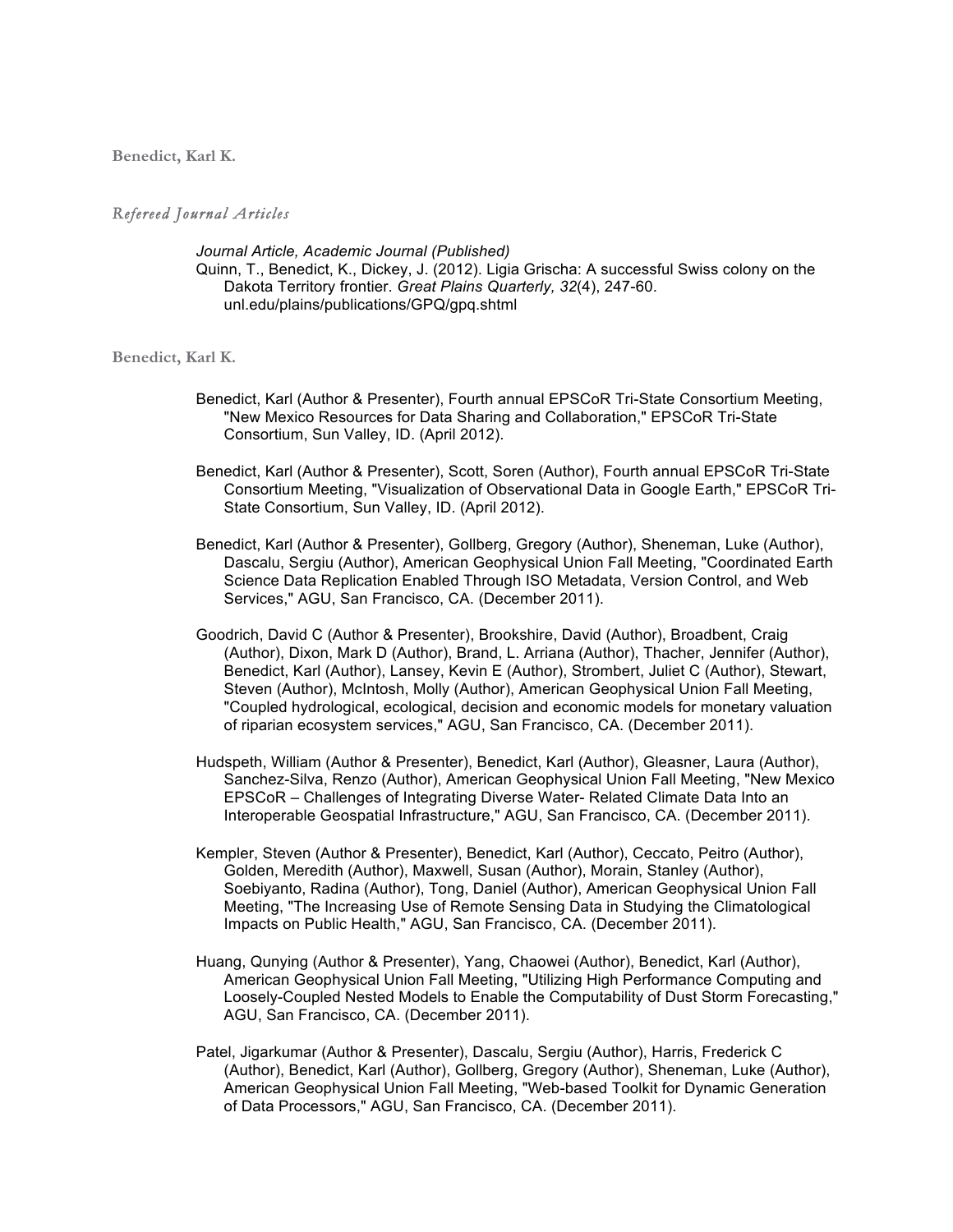**Benedict, Karl K.**

## *Refereed Journal Articles*

*Journal Article, Academic Journal (Published)*

Quinn, T., Benedict, K., Dickey, J. (2012). Ligia Grischa: A successful Swiss colony on the Dakota Territory frontier. *Great Plains Quarterly, 32*(4), 247-60. unl.edu/plains/publications/GPQ/gpq.shtml

**Benedict, Karl K.**

Benedict, Karl (Author & Presenter), Fourth annual EPSCoR Tri-State Consortium Meeting, "New Mexico Resources for Data Sharing and Collaboration," EPSCoR Tri-State Consortium, Sun Valley, ID. (April 2012).

Benedict, Karl (Author & Presenter), Scott, Soren (Author), Fourth annual EPSCoR Tri-State Consortium Meeting, "Visualization of Observational Data in Google Earth," EPSCoR Tri-State Consortium, Sun Valley, ID. (April 2012).

Benedict, Karl (Author & Presenter), Gollberg, Gregory (Author), Sheneman, Luke (Author), Dascalu, Sergiu (Author), American Geophysical Union Fall Meeting, "Coordinated Earth Science Data Replication Enabled Through ISO Metadata, Version Control, and Web Services," AGU, San Francisco, CA. (December 2011).

Goodrich, David C (Author & Presenter), Brookshire, David (Author), Broadbent, Craig (Author), Dixon, Mark D (Author), Brand, L. Arriana (Author), Thacher, Jennifer (Author), Benedict, Karl (Author), Lansey, Kevin E (Author), Strombert, Juliet C (Author), Stewart, Steven (Author), McIntosh, Molly (Author), American Geophysical Union Fall Meeting, "Coupled hydrological, ecological, decision and economic models for monetary valuation of riparian ecosystem services," AGU, San Francisco, CA. (December 2011).

Hudspeth, William (Author & Presenter), Benedict, Karl (Author), Gleasner, Laura (Author), Sanchez-Silva, Renzo (Author), American Geophysical Union Fall Meeting, "New Mexico EPSCoR – Challenges of Integrating Diverse Water- Related Climate Data Into an Interoperable Geospatial Infrastructure," AGU, San Francisco, CA. (December 2011).

Kempler, Steven (Author & Presenter), Benedict, Karl (Author), Ceccato, Peitro (Author), Golden, Meredith (Author), Maxwell, Susan (Author), Morain, Stanley (Author), Soebiyanto, Radina (Author), Tong, Daniel (Author), American Geophysical Union Fall Meeting, "The Increasing Use of Remote Sensing Data in Studying the Climatological Impacts on Public Health," AGU, San Francisco, CA. (December 2011).

Huang, Qunying (Author & Presenter), Yang, Chaowei (Author), Benedict, Karl (Author), American Geophysical Union Fall Meeting, "Utilizing High Performance Computing and Loosely-Coupled Nested Models to Enable the Computability of Dust Storm Forecasting," AGU, San Francisco, CA. (December 2011).

Patel, Jigarkumar (Author & Presenter), Dascalu, Sergiu (Author), Harris, Frederick C (Author), Benedict, Karl (Author), Gollberg, Gregory (Author), Sheneman, Luke (Author), American Geophysical Union Fall Meeting, "Web-based Toolkit for Dynamic Generation of Data Processors," AGU, San Francisco, CA. (December 2011).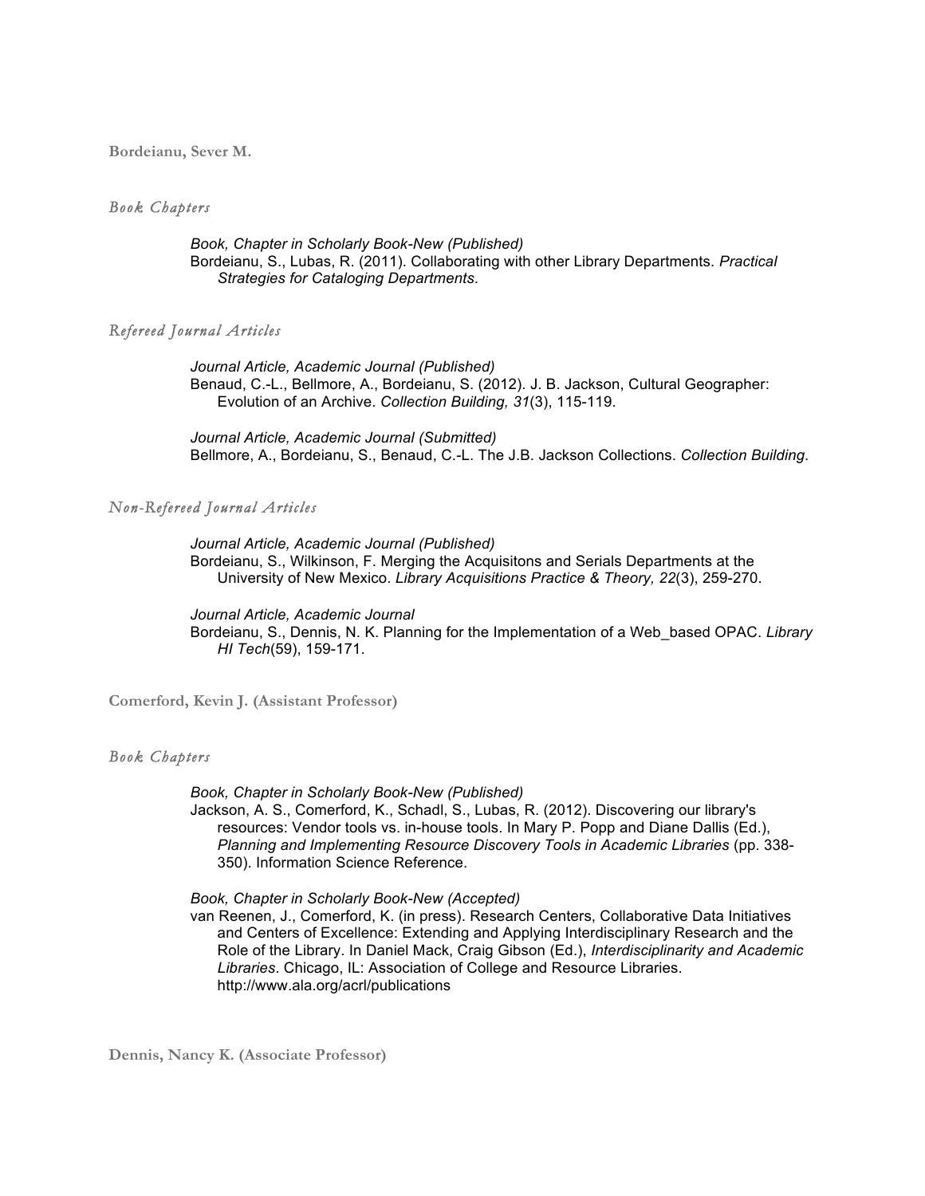**Bordeianu, Sever M.**

### *Book Chapters*

*Book, Chapter in Scholarly Book-New (Published)*
Bordeianu, S., Lubas, R. (2011). Collaborating with other Library Departments. *Practical Strategies for Cataloging Departments*.

### *Refereed Journal Articles*

*Journal Article, Academic Journal (Published)*
Benaud, C.-L., Bellmore, A., Bordeianu, S. (2012). J. B. Jackson, Cultural Geographer: Evolution of an Archive. *Collection Building, 31*(3), 115-119.

*Journal Article, Academic Journal (Submitted)*
Bellmore, A., Bordeianu, S., Benaud, C.-L. The J.B. Jackson Collections. *Collection Building*.

### *Non-Refereed Journal Articles*

*Journal Article, Academic Journal (Published)*
Bordeianu, S., Wilkinson, F. Merging the Acquisitons and Serials Departments at the University of New Mexico. *Library Acquisitions Practice & Theory, 22*(3), 259-270.

*Journal Article, Academic Journal*
Bordeianu, S., Dennis, N. K. Planning for the Implementation of a Web_based OPAC. *Library HI Tech*(59), 159-171.

**Comerford, Kevin J. (Assistant Professor)**

### *Book Chapters*

*Book, Chapter in Scholarly Book-New (Published)*
Jackson, A. S., Comerford, K., Schadl, S., Lubas, R. (2012). Discovering our library's resources: Vendor tools vs. in-house tools. In Mary P. Popp and Diane Dallis (Ed.), *Planning and Implementing Resource Discovery Tools in Academic Libraries* (pp. 338-350). Information Science Reference.

*Book, Chapter in Scholarly Book-New (Accepted)*
van Reenen, J., Comerford, K. (in press). Research Centers, Collaborative Data Initiatives and Centers of Excellence: Extending and Applying Interdisciplinary Research and the Role of the Library. In Daniel Mack, Craig Gibson (Ed.), *Interdisciplinarity and Academic Libraries*. Chicago, IL: Association of College and Resource Libraries. http://www.ala.org/acrl/publications

**Dennis, Nancy K. (Associate Professor)**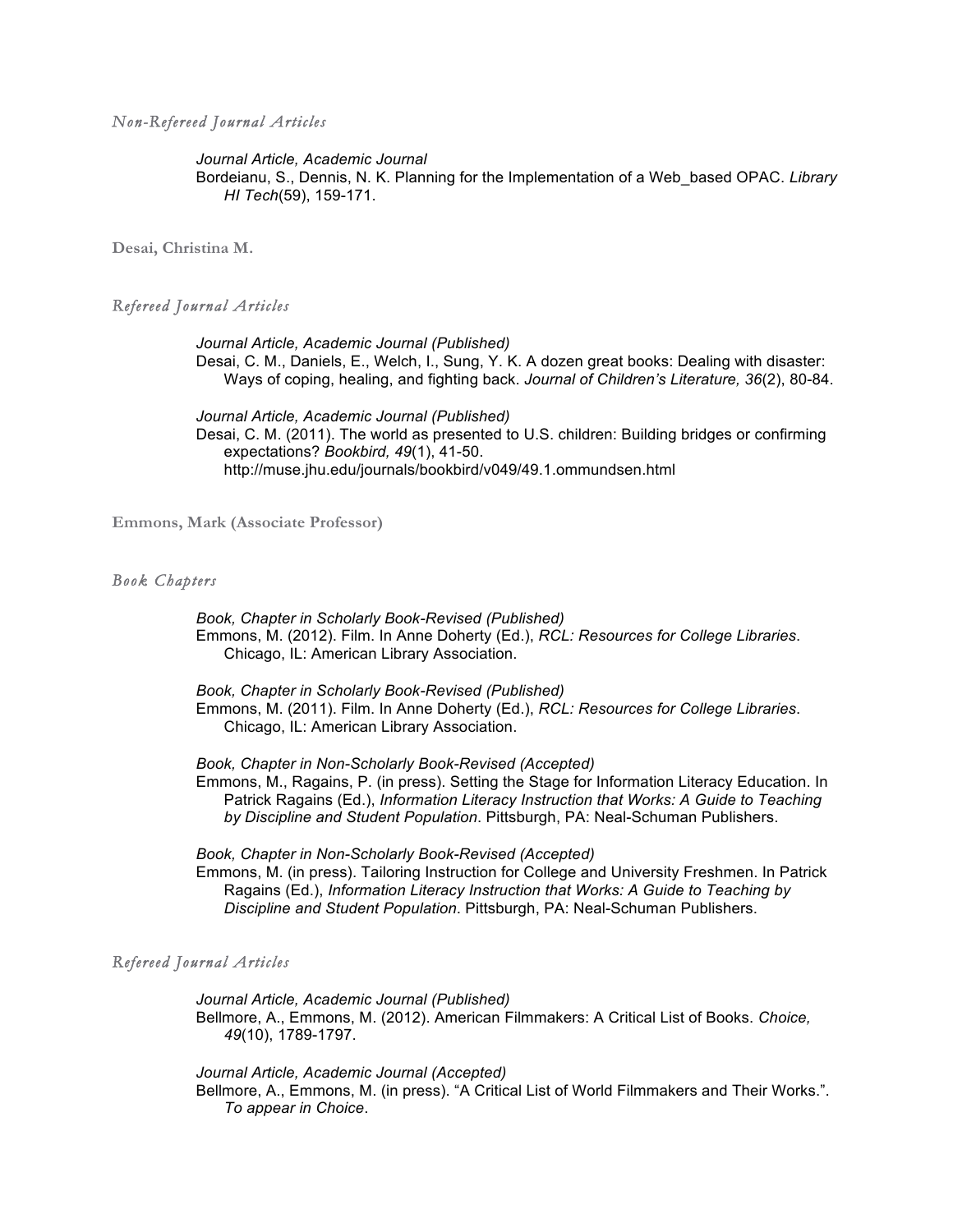### *Non-Refereed Journal Articles*

*Journal Article, Academic Journal*
Bordeianu, S., Dennis, N. K. Planning for the Implementation of a Web_based OPAC. *Library HI Tech*(59), 159-171.

## **Desai, Christina M.**

### *Refereed Journal Articles*

*Journal Article, Academic Journal (Published)*
Desai, C. M., Daniels, E., Welch, I., Sung, Y. K. A dozen great books: Dealing with disaster: Ways of coping, healing, and fighting back. *Journal of Children's Literature, 36*(2), 80-84.

*Journal Article, Academic Journal (Published)*
Desai, C. M. (2011). The world as presented to U.S. children: Building bridges or confirming expectations? *Bookbird, 49*(1), 41-50. http://muse.jhu.edu/journals/bookbird/v049/49.1.ommundsen.html

## **Emmons, Mark (Associate Professor)**

### *Book Chapters*

*Book, Chapter in Scholarly Book-Revised (Published)*
Emmons, M. (2012). Film. In Anne Doherty (Ed.), *RCL: Resources for College Libraries*. Chicago, IL: American Library Association.

*Book, Chapter in Scholarly Book-Revised (Published)*
Emmons, M. (2011). Film. In Anne Doherty (Ed.), *RCL: Resources for College Libraries*. Chicago, IL: American Library Association.

*Book, Chapter in Non-Scholarly Book-Revised (Accepted)*
Emmons, M., Ragains, P. (in press). Setting the Stage for Information Literacy Education. In Patrick Ragains (Ed.), *Information Literacy Instruction that Works: A Guide to Teaching by Discipline and Student Population*. Pittsburgh, PA: Neal-Schuman Publishers.

*Book, Chapter in Non-Scholarly Book-Revised (Accepted)*
Emmons, M. (in press). Tailoring Instruction for College and University Freshmen. In Patrick Ragains (Ed.), *Information Literacy Instruction that Works: A Guide to Teaching by Discipline and Student Population*. Pittsburgh, PA: Neal-Schuman Publishers.

### *Refereed Journal Articles*

*Journal Article, Academic Journal (Published)*
Bellmore, A., Emmons, M. (2012). American Filmmakers: A Critical List of Books. *Choice, 49*(10), 1789-1797.

*Journal Article, Academic Journal (Accepted)*
Bellmore, A., Emmons, M. (in press). "A Critical List of World Filmmakers and Their Works.". *To appear in Choice*.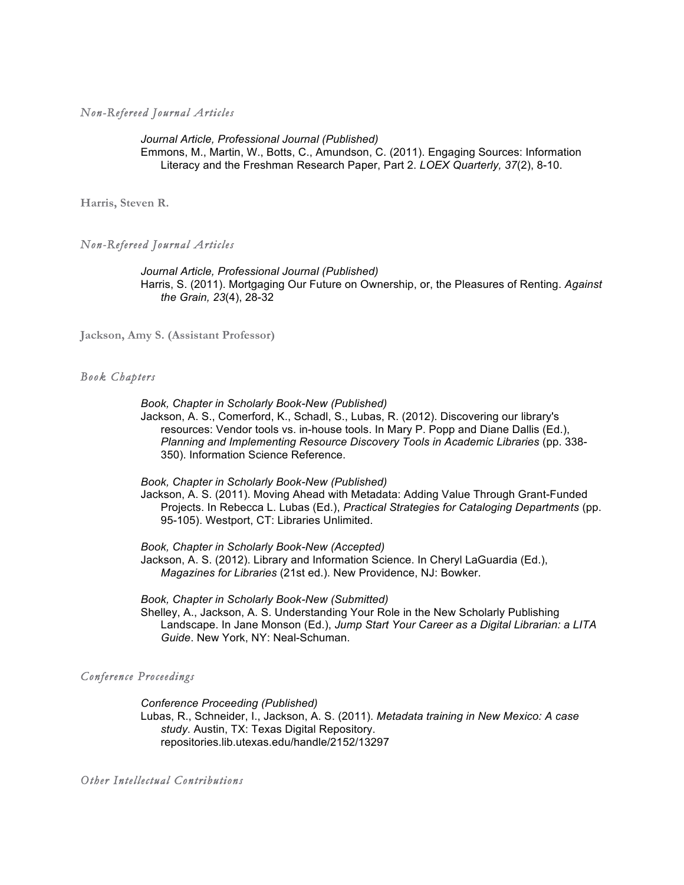*Non-Refereed Journal Articles*

*Journal Article, Professional Journal (Published)*
Emmons, M., Martin, W., Botts, C., Amundson, C. (2011). Engaging Sources: Information Literacy and the Freshman Research Paper, Part 2. *LOEX Quarterly, 37*(2), 8-10.

**Harris, Steven R.**

*Non-Refereed Journal Articles*

*Journal Article, Professional Journal (Published)*
Harris, S. (2011). Mortgaging Our Future on Ownership, or, the Pleasures of Renting. *Against the Grain, 23*(4), 28-32

**Jackson, Amy S. (Assistant Professor)**

*Book Chapters*

*Book, Chapter in Scholarly Book-New (Published)*
Jackson, A. S., Comerford, K., Schadl, S., Lubas, R. (2012). Discovering our library's resources: Vendor tools vs. in-house tools. In Mary P. Popp and Diane Dallis (Ed.), *Planning and Implementing Resource Discovery Tools in Academic Libraries* (pp. 338-350). Information Science Reference.

*Book, Chapter in Scholarly Book-New (Published)*
Jackson, A. S. (2011). Moving Ahead with Metadata: Adding Value Through Grant-Funded Projects. In Rebecca L. Lubas (Ed.), *Practical Strategies for Cataloging Departments* (pp. 95-105). Westport, CT: Libraries Unlimited.

*Book, Chapter in Scholarly Book-New (Accepted)*
Jackson, A. S. (2012). Library and Information Science. In Cheryl LaGuardia (Ed.), *Magazines for Libraries* (21st ed.). New Providence, NJ: Bowker.

*Book, Chapter in Scholarly Book-New (Submitted)*
Shelley, A., Jackson, A. S. Understanding Your Role in the New Scholarly Publishing Landscape. In Jane Monson (Ed.), *Jump Start Your Career as a Digital Librarian: a LITA Guide*. New York, NY: Neal-Schuman.

*Conference Proceedings*

*Conference Proceeding (Published)*
Lubas, R., Schneider, I., Jackson, A. S. (2011). *Metadata training in New Mexico: A case study*. Austin, TX: Texas Digital Repository. repositories.lib.utexas.edu/handle/2152/13297

*Other Intellectual Contributions*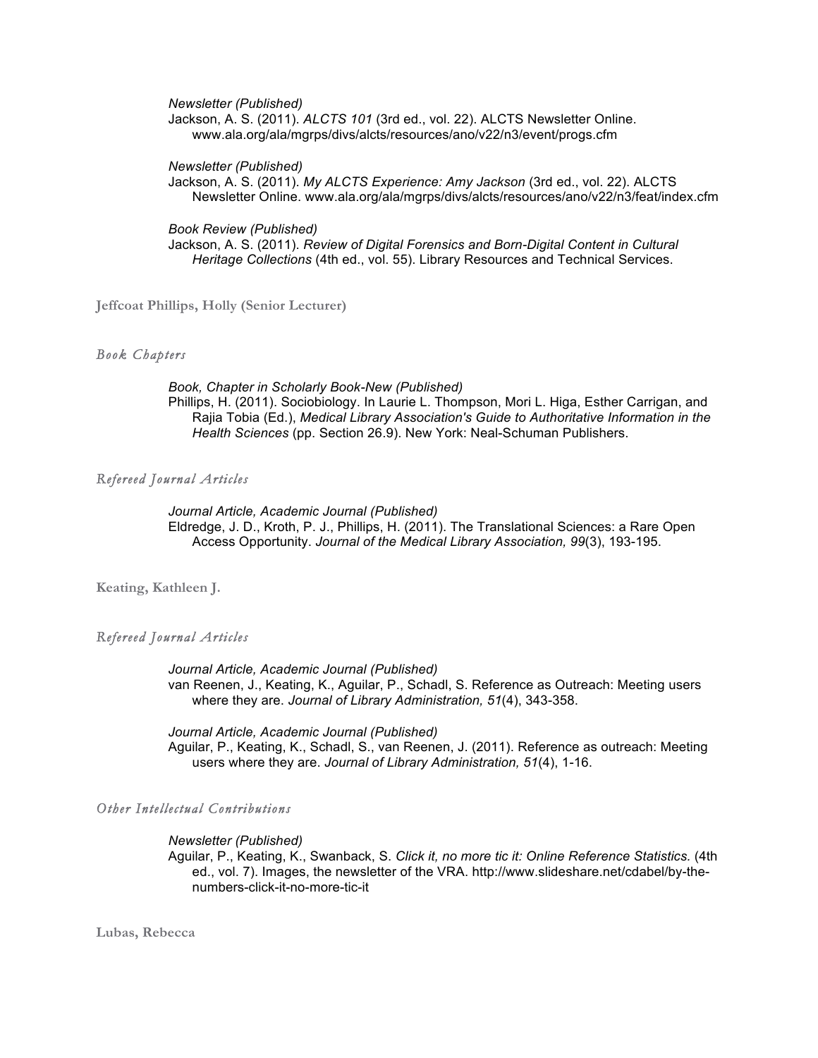*Newsletter (Published)*
Jackson, A. S. (2011). *ALCTS 101* (3rd ed., vol. 22). ALCTS Newsletter Online. www.ala.org/ala/mgrps/divs/alcts/resources/ano/v22/n3/event/progs.cfm

*Newsletter (Published)*
Jackson, A. S. (2011). *My ALCTS Experience: Amy Jackson* (3rd ed., vol. 22). ALCTS Newsletter Online. www.ala.org/ala/mgrps/divs/alcts/resources/ano/v22/n3/feat/index.cfm

*Book Review (Published)*
Jackson, A. S. (2011). *Review of Digital Forensics and Born-Digital Content in Cultural Heritage Collections* (4th ed., vol. 55). Library Resources and Technical Services.

## Jeffcoat Phillips, Holly (Senior Lecturer)

### *Book Chapters*

*Book, Chapter in Scholarly Book-New (Published)*
Phillips, H. (2011). Sociobiology. In Laurie L. Thompson, Mori L. Higa, Esther Carrigan, and Rajia Tobia (Ed.), *Medical Library Association's Guide to Authoritative Information in the Health Sciences* (pp. Section 26.9). New York: Neal-Schuman Publishers.

### *Refereed Journal Articles*

*Journal Article, Academic Journal (Published)*
Eldredge, J. D., Kroth, P. J., Phillips, H. (2011). The Translational Sciences: a Rare Open Access Opportunity. *Journal of the Medical Library Association, 99*(3), 193-195.

## Keating, Kathleen J.

### *Refereed Journal Articles*

*Journal Article, Academic Journal (Published)*
van Reenen, J., Keating, K., Aguilar, P., Schadl, S. Reference as Outreach: Meeting users where they are. *Journal of Library Administration, 51*(4), 343-358.

*Journal Article, Academic Journal (Published)*
Aguilar, P., Keating, K., Schadl, S., van Reenen, J. (2011). Reference as outreach: Meeting users where they are. *Journal of Library Administration, 51*(4), 1-16.

### *Other Intellectual Contributions*

*Newsletter (Published)*
Aguilar, P., Keating, K., Swanback, S. *Click it, no more tic it: Online Reference Statistics.* (4th ed., vol. 7). Images, the newsletter of the VRA. http://www.slideshare.net/cdabel/by-the-numbers-click-it-no-more-tic-it

## Lubas, Rebecca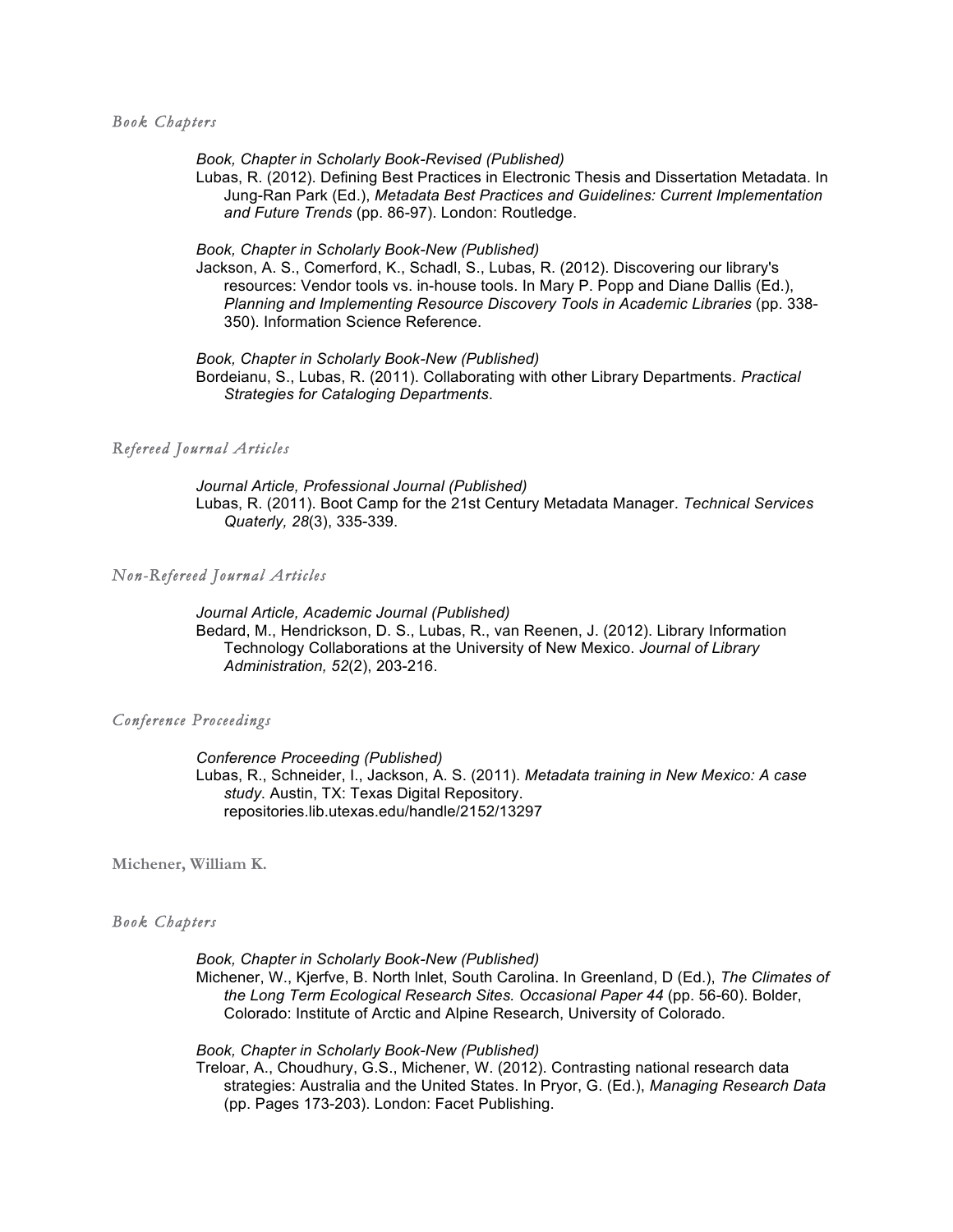### *Book Chapters*

*Book, Chapter in Scholarly Book-Revised (Published)*
Lubas, R. (2012). Defining Best Practices in Electronic Thesis and Dissertation Metadata. In Jung-Ran Park (Ed.), *Metadata Best Practices and Guidelines: Current Implementation and Future Trends* (pp. 86-97). London: Routledge.

*Book, Chapter in Scholarly Book-New (Published)*
Jackson, A. S., Comerford, K., Schadl, S., Lubas, R. (2012). Discovering our library's resources: Vendor tools vs. in-house tools. In Mary P. Popp and Diane Dallis (Ed.), *Planning and Implementing Resource Discovery Tools in Academic Libraries* (pp. 338-350). Information Science Reference.

*Book, Chapter in Scholarly Book-New (Published)*
Bordeianu, S., Lubas, R. (2011). Collaborating with other Library Departments. *Practical Strategies for Cataloging Departments*.

### *Refereed Journal Articles*

*Journal Article, Professional Journal (Published)*
Lubas, R. (2011). Boot Camp for the 21st Century Metadata Manager. *Technical Services Quaterly, 28*(3), 335-339.

### *Non-Refereed Journal Articles*

*Journal Article, Academic Journal (Published)*
Bedard, M., Hendrickson, D. S., Lubas, R., van Reenen, J. (2012). Library Information Technology Collaborations at the University of New Mexico. *Journal of Library Administration, 52*(2), 203-216.

### *Conference Proceedings*

*Conference Proceeding (Published)*
Lubas, R., Schneider, I., Jackson, A. S. (2011). *Metadata training in New Mexico: A case study*. Austin, TX: Texas Digital Repository. repositories.lib.utexas.edu/handle/2152/13297

## **Michener, William K.**

### *Book Chapters*

*Book, Chapter in Scholarly Book-New (Published)*
Michener, W., Kjerfve, B. North Inlet, South Carolina. In Greenland, D (Ed.), *The Climates of the Long Term Ecological Research Sites. Occasional Paper 44* (pp. 56-60). Bolder, Colorado: Institute of Arctic and Alpine Research, University of Colorado.

*Book, Chapter in Scholarly Book-New (Published)*
Treloar, A., Choudhury, G.S., Michener, W. (2012). Contrasting national research data strategies: Australia and the United States. In Pryor, G. (Ed.), *Managing Research Data* (pp. Pages 173-203). London: Facet Publishing.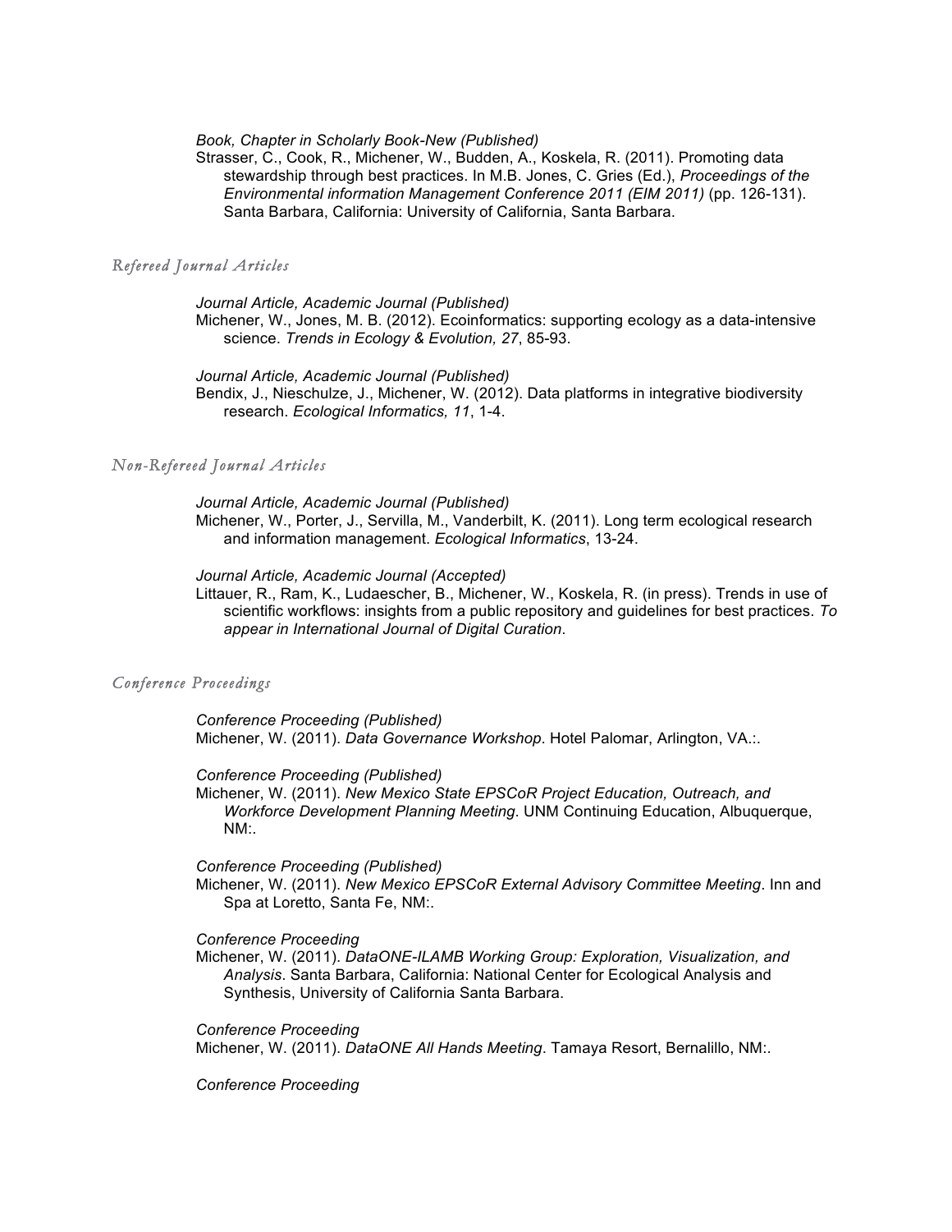*Book, Chapter in Scholarly Book-New (Published)*

Strasser, C., Cook, R., Michener, W., Budden, A., Koskela, R. (2011). Promoting data stewardship through best practices. In M.B. Jones, C. Gries (Ed.), *Proceedings of the Environmental information Management Conference 2011 (EIM 2011)* (pp. 126-131). Santa Barbara, California: University of California, Santa Barbara.

### *Refereed Journal Articles*

*Journal Article, Academic Journal (Published)*

Michener, W., Jones, M. B. (2012). Ecoinformatics: supporting ecology as a data-intensive science. *Trends in Ecology & Evolution, 27*, 85-93.

*Journal Article, Academic Journal (Published)*

Bendix, J., Nieschulze, J., Michener, W. (2012). Data platforms in integrative biodiversity research. *Ecological Informatics, 11*, 1-4.

### *Non-Refereed Journal Articles*

*Journal Article, Academic Journal (Published)*

Michener, W., Porter, J., Servilla, M., Vanderbilt, K. (2011). Long term ecological research and information management. *Ecological Informatics*, 13-24.

*Journal Article, Academic Journal (Accepted)*

Littauer, R., Ram, K., Ludaescher, B., Michener, W., Koskela, R. (in press). Trends in use of scientific workflows: insights from a public repository and guidelines for best practices. *To appear in International Journal of Digital Curation*.

### *Conference Proceedings*

*Conference Proceeding (Published)*

Michener, W. (2011). *Data Governance Workshop*. Hotel Palomar, Arlington, VA.:.

*Conference Proceeding (Published)*

Michener, W. (2011). *New Mexico State EPSCoR Project Education, Outreach, and Workforce Development Planning Meeting*. UNM Continuing Education, Albuquerque, NM:.

*Conference Proceeding (Published)*

Michener, W. (2011). *New Mexico EPSCoR External Advisory Committee Meeting*. Inn and Spa at Loretto, Santa Fe, NM:.

*Conference Proceeding*

Michener, W. (2011). *DataONE-ILAMB Working Group: Exploration, Visualization, and Analysis*. Santa Barbara, California: National Center for Ecological Analysis and Synthesis, University of California Santa Barbara.

*Conference Proceeding*

Michener, W. (2011). *DataONE All Hands Meeting*. Tamaya Resort, Bernalillo, NM:.

*Conference Proceeding*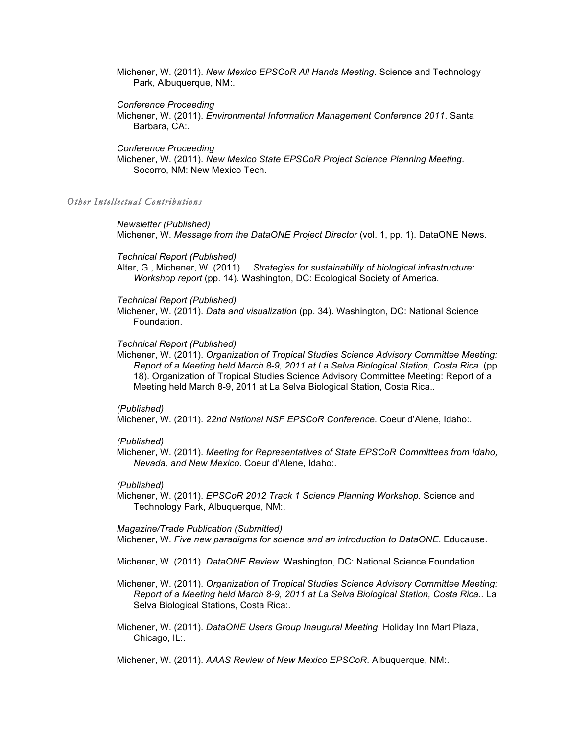Michener, W. (2011). *New Mexico EPSCoR All Hands Meeting*. Science and Technology Park, Albuquerque, NM:.

*Conference Proceeding*
Michener, W. (2011). *Environmental Information Management Conference 2011*. Santa Barbara, CA:.

*Conference Proceeding*
Michener, W. (2011). *New Mexico State EPSCoR Project Science Planning Meeting*. Socorro, NM: New Mexico Tech.

### *Other Intellectual Contributions*

*Newsletter (Published)*
Michener, W. *Message from the DataONE Project Director* (vol. 1, pp. 1). DataONE News.

*Technical Report (Published)*
Alter, G., Michener, W. (2011). . *Strategies for sustainability of biological infrastructure: Workshop report* (pp. 14). Washington, DC: Ecological Society of America.

*Technical Report (Published)*
Michener, W. (2011). *Data and visualization* (pp. 34). Washington, DC: National Science Foundation.

*Technical Report (Published)*
Michener, W. (2011). *Organization of Tropical Studies Science Advisory Committee Meeting: Report of a Meeting held March 8-9, 2011 at La Selva Biological Station, Costa Rica.* (pp. 18). Organization of Tropical Studies Science Advisory Committee Meeting: Report of a Meeting held March 8-9, 2011 at La Selva Biological Station, Costa Rica..

*(Published)*
Michener, W. (2011). *22nd National NSF EPSCoR Conference*. Coeur d'Alene, Idaho:.

*(Published)*
Michener, W. (2011). *Meeting for Representatives of State EPSCoR Committees from Idaho, Nevada, and New Mexico*. Coeur d'Alene, Idaho:.

*(Published)*
Michener, W. (2011). *EPSCoR 2012 Track 1 Science Planning Workshop*. Science and Technology Park, Albuquerque, NM:.

*Magazine/Trade Publication (Submitted)*
Michener, W. *Five new paradigms for science and an introduction to DataONE*. Educause.

Michener, W. (2011). *DataONE Review*. Washington, DC: National Science Foundation.

Michener, W. (2011). *Organization of Tropical Studies Science Advisory Committee Meeting: Report of a Meeting held March 8-9, 2011 at La Selva Biological Station, Costa Rica.*. La Selva Biological Stations, Costa Rica:.

Michener, W. (2011). *DataONE Users Group Inaugural Meeting*. Holiday Inn Mart Plaza, Chicago, IL:.

Michener, W. (2011). *AAAS Review of New Mexico EPSCoR*. Albuquerque, NM:.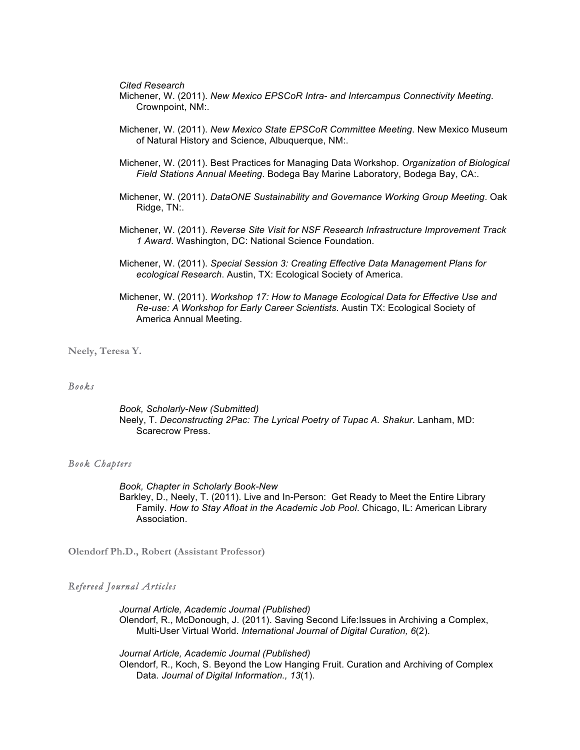*Cited Research*

Michener, W. (2011). *New Mexico EPSCoR Intra- and Intercampus Connectivity Meeting*. Crownpoint, NM:.

Michener, W. (2011). *New Mexico State EPSCoR Committee Meeting*. New Mexico Museum of Natural History and Science, Albuquerque, NM:.

Michener, W. (2011). Best Practices for Managing Data Workshop. *Organization of Biological Field Stations Annual Meeting*. Bodega Bay Marine Laboratory, Bodega Bay, CA:.

Michener, W. (2011). *DataONE Sustainability and Governance Working Group Meeting*. Oak Ridge, TN:.

Michener, W. (2011). *Reverse Site Visit for NSF Research Infrastructure Improvement Track 1 Award*. Washington, DC: National Science Foundation.

Michener, W. (2011). *Special Session 3: Creating Effective Data Management Plans for ecological Research*. Austin, TX: Ecological Society of America.

Michener, W. (2011). *Workshop 17: How to Manage Ecological Data for Effective Use and Re-use: A Workshop for Early Career Scientists*. Austin TX: Ecological Society of America Annual Meeting.

## Neely, Teresa Y.

### *Books*

*Book, Scholarly-New (Submitted)*

Neely, T. *Deconstructing 2Pac: The Lyrical Poetry of Tupac A. Shakur*. Lanham, MD: Scarecrow Press.

### *Book Chapters*

*Book, Chapter in Scholarly Book-New*

Barkley, D., Neely, T. (2011). Live and In-Person: Get Ready to Meet the Entire Library Family. *How to Stay Afloat in the Academic Job Pool*. Chicago, IL: American Library Association.

## Olendorf Ph.D., Robert (Assistant Professor)

### *Refereed Journal Articles*

*Journal Article, Academic Journal (Published)*

Olendorf, R., McDonough, J. (2011). Saving Second Life:Issues in Archiving a Complex, Multi-User Virtual World. *International Journal of Digital Curation, 6*(2).

*Journal Article, Academic Journal (Published)*

Olendorf, R., Koch, S. Beyond the Low Hanging Fruit. Curation and Archiving of Complex Data. *Journal of Digital Information., 13*(1).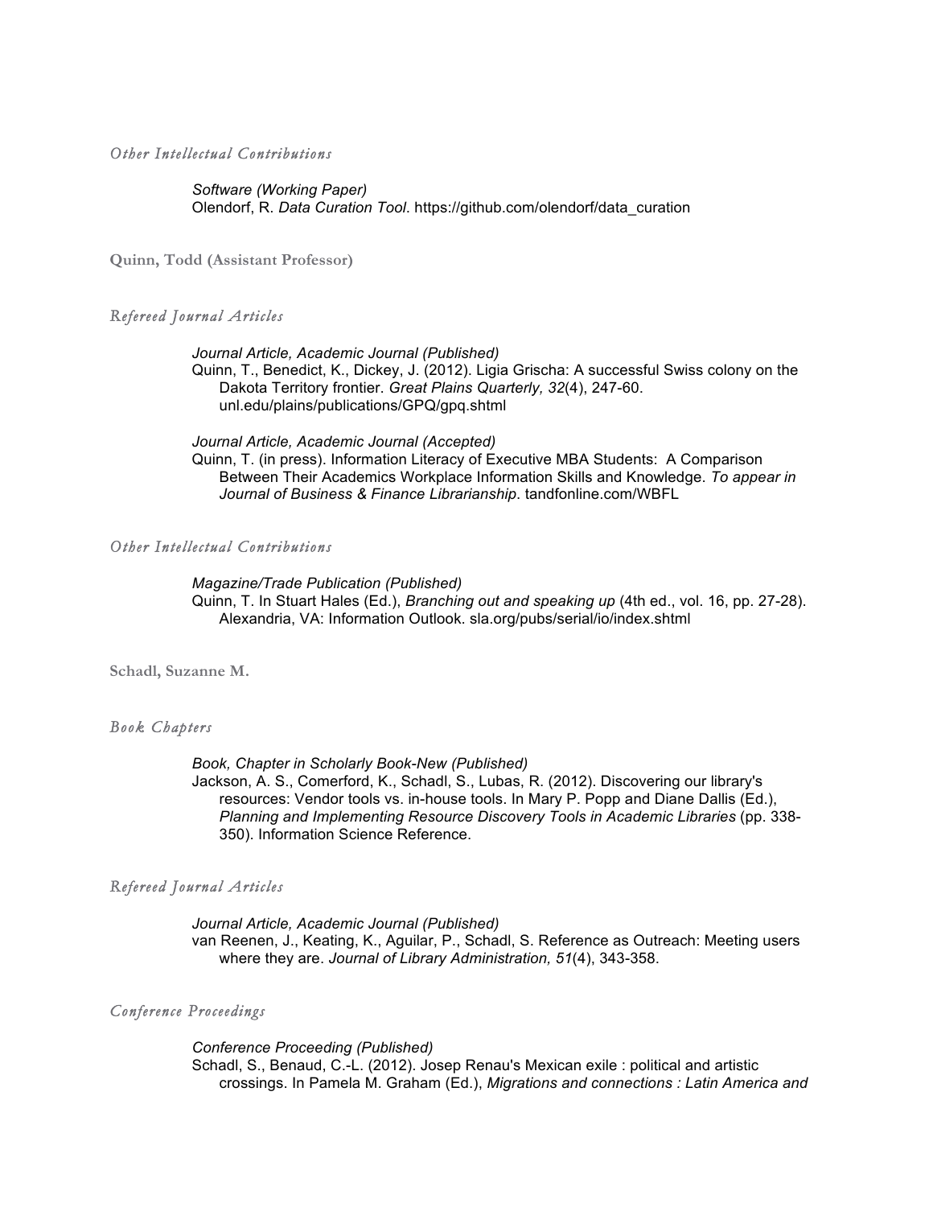### *Other Intellectual Contributions*

*Software (Working Paper)*
Olendorf, R. *Data Curation Tool*. https://github.com/olendorf/data_curation

## **Quinn, Todd (Assistant Professor)**

### *Refereed Journal Articles*

*Journal Article, Academic Journal (Published)*
Quinn, T., Benedict, K., Dickey, J. (2012). Ligia Grischa: A successful Swiss colony on the Dakota Territory frontier. *Great Plains Quarterly, 32*(4), 247-60. unl.edu/plains/publications/GPQ/gpq.shtml

*Journal Article, Academic Journal (Accepted)*
Quinn, T. (in press). Information Literacy of Executive MBA Students: A Comparison Between Their Academics Workplace Information Skills and Knowledge. *To appear in Journal of Business & Finance Librarianship*. tandfonline.com/WBFL

### *Other Intellectual Contributions*

*Magazine/Trade Publication (Published)*
Quinn, T. In Stuart Hales (Ed.), *Branching out and speaking up* (4th ed., vol. 16, pp. 27-28). Alexandria, VA: Information Outlook. sla.org/pubs/serial/io/index.shtml

## **Schadl, Suzanne M.**

### *Book Chapters*

*Book, Chapter in Scholarly Book-New (Published)*
Jackson, A. S., Comerford, K., Schadl, S., Lubas, R. (2012). Discovering our library's resources: Vendor tools vs. in-house tools. In Mary P. Popp and Diane Dallis (Ed.), *Planning and Implementing Resource Discovery Tools in Academic Libraries* (pp. 338-350). Information Science Reference.

### *Refereed Journal Articles*

*Journal Article, Academic Journal (Published)*
van Reenen, J., Keating, K., Aguilar, P., Schadl, S. Reference as Outreach: Meeting users where they are. *Journal of Library Administration, 51*(4), 343-358.

### *Conference Proceedings*

*Conference Proceeding (Published)*
Schadl, S., Benaud, C.-L. (2012). Josep Renau's Mexican exile : political and artistic crossings. In Pamela M. Graham (Ed.), *Migrations and connections : Latin America and*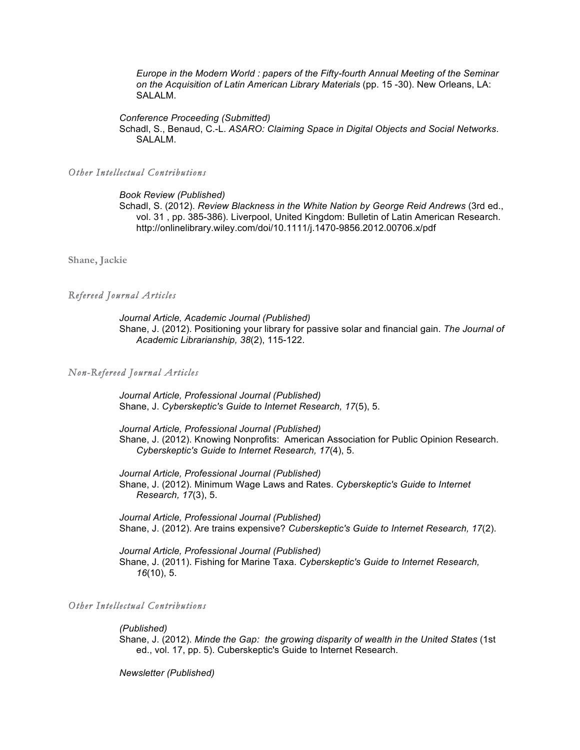*Europe in the Modern World : papers of the Fifty-fourth Annual Meeting of the Seminar on the Acquisition of Latin American Library Materials* (pp. 15 -30). New Orleans, LA: SALALM.

*Conference Proceeding (Submitted)*
Schadl, S., Benaud, C.-L. *ASARO: Claiming Space in Digital Objects and Social Networks*. SALALM.

### *Other Intellectual Contributions*

*Book Review (Published)*
Schadl, S. (2012). *Review Blackness in the White Nation by George Reid Andrews* (3rd ed., vol. 31 , pp. 385-386). Liverpool, United Kingdom: Bulletin of Latin American Research. http://onlinelibrary.wiley.com/doi/10.1111/j.1470-9856.2012.00706.x/pdf

## Shane, Jackie

### *Refereed Journal Articles*

*Journal Article, Academic Journal (Published)*
Shane, J. (2012). Positioning your library for passive solar and financial gain. *The Journal of Academic Librarianship, 38*(2), 115-122.

### *Non-Refereed Journal Articles*

*Journal Article, Professional Journal (Published)*
Shane, J. *Cyberskeptic's Guide to Internet Research, 17*(5), 5.

*Journal Article, Professional Journal (Published)*
Shane, J. (2012). Knowing Nonprofits: American Association for Public Opinion Research. *Cyberskeptic's Guide to Internet Research, 17*(4), 5.

*Journal Article, Professional Journal (Published)*
Shane, J. (2012). Minimum Wage Laws and Rates. *Cyberskeptic's Guide to Internet Research, 17*(3), 5.

*Journal Article, Professional Journal (Published)*
Shane, J. (2012). Are trains expensive? *Cuberskeptic's Guide to Internet Research, 17*(2).

*Journal Article, Professional Journal (Published)*
Shane, J. (2011). Fishing for Marine Taxa. *Cyberskeptic's Guide to Internet Research, 16*(10), 5.

### *Other Intellectual Contributions*

*(Published)*
Shane, J. (2012). *Minde the Gap: the growing disparity of wealth in the United States* (1st ed., vol. 17, pp. 5). Cuberskeptic's Guide to Internet Research.

*Newsletter (Published)*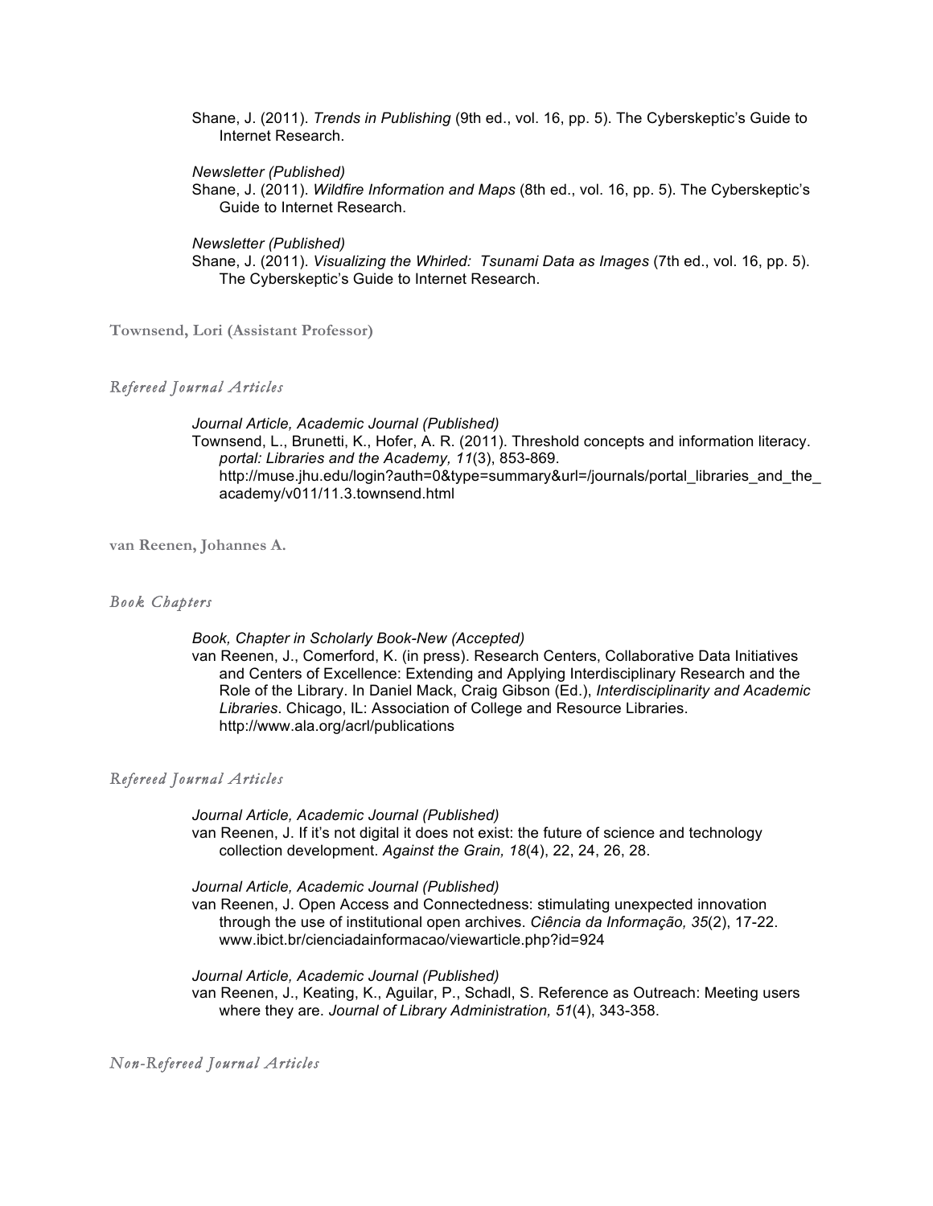Shane, J. (2011). *Trends in Publishing* (9th ed., vol. 16, pp. 5). The Cyberskeptic's Guide to Internet Research.

*Newsletter (Published)*
Shane, J. (2011). *Wildfire Information and Maps* (8th ed., vol. 16, pp. 5). The Cyberskeptic's Guide to Internet Research.

*Newsletter (Published)*
Shane, J. (2011). *Visualizing the Whirled: Tsunami Data as Images* (7th ed., vol. 16, pp. 5). The Cyberskeptic's Guide to Internet Research.

**Townsend, Lori (Assistant Professor)**

*Refereed Journal Articles*

*Journal Article, Academic Journal (Published)*
Townsend, L., Brunetti, K., Hofer, A. R. (2011). Threshold concepts and information literacy. *portal: Libraries and the Academy, 11*(3), 853-869. http://muse.jhu.edu/login?auth=0&type=summary&url=/journals/portal_libraries_and_the_academy/v011/11.3.townsend.html

**van Reenen, Johannes A.**

*Book Chapters*

*Book, Chapter in Scholarly Book-New (Accepted)*
van Reenen, J., Comerford, K. (in press). Research Centers, Collaborative Data Initiatives and Centers of Excellence: Extending and Applying Interdisciplinary Research and the Role of the Library. In Daniel Mack, Craig Gibson (Ed.), *Interdisciplinarity and Academic Libraries*. Chicago, IL: Association of College and Resource Libraries. http://www.ala.org/acrl/publications

*Refereed Journal Articles*

*Journal Article, Academic Journal (Published)*
van Reenen, J. If it's not digital it does not exist: the future of science and technology collection development. *Against the Grain, 18*(4), 22, 24, 26, 28.

*Journal Article, Academic Journal (Published)*
van Reenen, J. Open Access and Connectedness: stimulating unexpected innovation through the use of institutional open archives. *Ciência da Informação, 35*(2), 17-22. www.ibict.br/cienciadainformacao/viewarticle.php?id=924

*Journal Article, Academic Journal (Published)*
van Reenen, J., Keating, K., Aguilar, P., Schadl, S. Reference as Outreach: Meeting users where they are. *Journal of Library Administration, 51*(4), 343-358.

*Non-Refereed Journal Articles*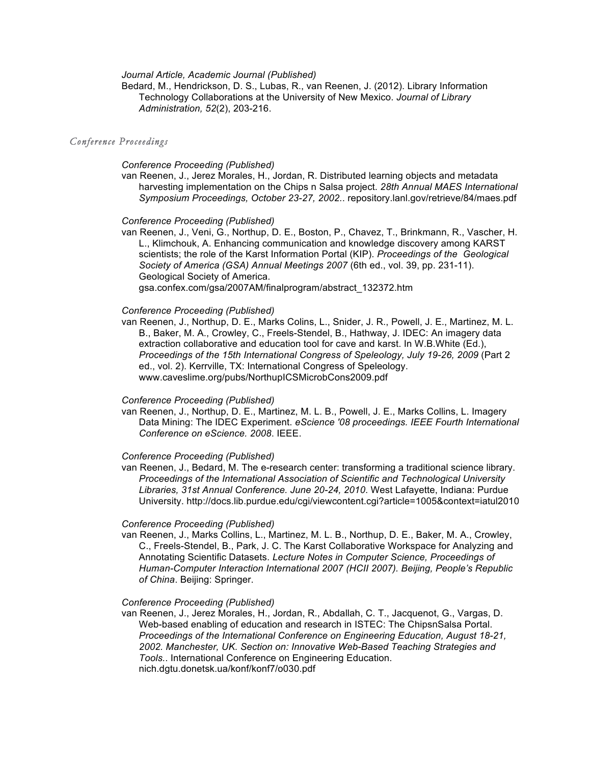*Journal Article, Academic Journal (Published)*

Bedard, M., Hendrickson, D. S., Lubas, R., van Reenen, J. (2012). Library Information Technology Collaborations at the University of New Mexico. *Journal of Library Administration, 52*(2), 203-216.

## *Conference Proceedings*

*Conference Proceeding (Published)*

van Reenen, J., Jerez Morales, H., Jordan, R. Distributed learning objects and metadata harvesting implementation on the Chips n Salsa project. *28th Annual MAES International Symposium Proceedings, October 23-27, 2002.*. repository.lanl.gov/retrieve/84/maes.pdf

*Conference Proceeding (Published)*

van Reenen, J., Veni, G., Northup, D. E., Boston, P., Chavez, T., Brinkmann, R., Vascher, H. L., Klimchouk, A. Enhancing communication and knowledge discovery among KARST scientists; the role of the Karst Information Portal (KIP). *Proceedings of the Geological Society of America (GSA) Annual Meetings 2007* (6th ed., vol. 39, pp. 231-11). Geological Society of America. gsa.confex.com/gsa/2007AM/finalprogram/abstract_132372.htm

*Conference Proceeding (Published)*

van Reenen, J., Northup, D. E., Marks Colins, L., Snider, J. R., Powell, J. E., Martinez, M. L. B., Baker, M. A., Crowley, C., Freels-Stendel, B., Hathway, J. IDEC: An imagery data extraction collaborative and education tool for cave and karst. In W.B.White (Ed.), *Proceedings of the 15th International Congress of Speleology, July 19-26, 2009* (Part 2 ed., vol. 2). Kerrville, TX: International Congress of Speleology. www.caveslime.org/pubs/NorthupICSMicrobCons2009.pdf

*Conference Proceeding (Published)*

van Reenen, J., Northup, D. E., Martinez, M. L. B., Powell, J. E., Marks Collins, L. Imagery Data Mining: The IDEC Experiment. *eScience '08 proceedings. IEEE Fourth International Conference on eScience. 2008*. IEEE.

*Conference Proceeding (Published)*

van Reenen, J., Bedard, M. The e-research center: transforming a traditional science library. *Proceedings of the International Association of Scientific and Technological University Libraries, 31st Annual Conference. June 20-24, 2010*. West Lafayette, Indiana: Purdue University. http://docs.lib.purdue.edu/cgi/viewcontent.cgi?article=1005&context=iatul2010

*Conference Proceeding (Published)*

van Reenen, J., Marks Collins, L., Martinez, M. L. B., Northup, D. E., Baker, M. A., Crowley, C., Freels-Stendel, B., Park, J. C. The Karst Collaborative Workspace for Analyzing and Annotating Scientific Datasets. *Lecture Notes in Computer Science, Proceedings of Human-Computer Interaction International 2007 (HCII 2007). Beijing, People's Republic of China*. Beijing: Springer.

*Conference Proceeding (Published)*

van Reenen, J., Jerez Morales, H., Jordan, R., Abdallah, C. T., Jacquenot, G., Vargas, D. Web-based enabling of education and research in ISTEC: The ChipsnSalsa Portal. *Proceedings of the International Conference on Engineering Education, August 18-21, 2002. Manchester, UK. Section on: Innovative Web-Based Teaching Strategies and Tools.*. International Conference on Engineering Education. nich.dgtu.donetsk.ua/konf/konf7/o030.pdf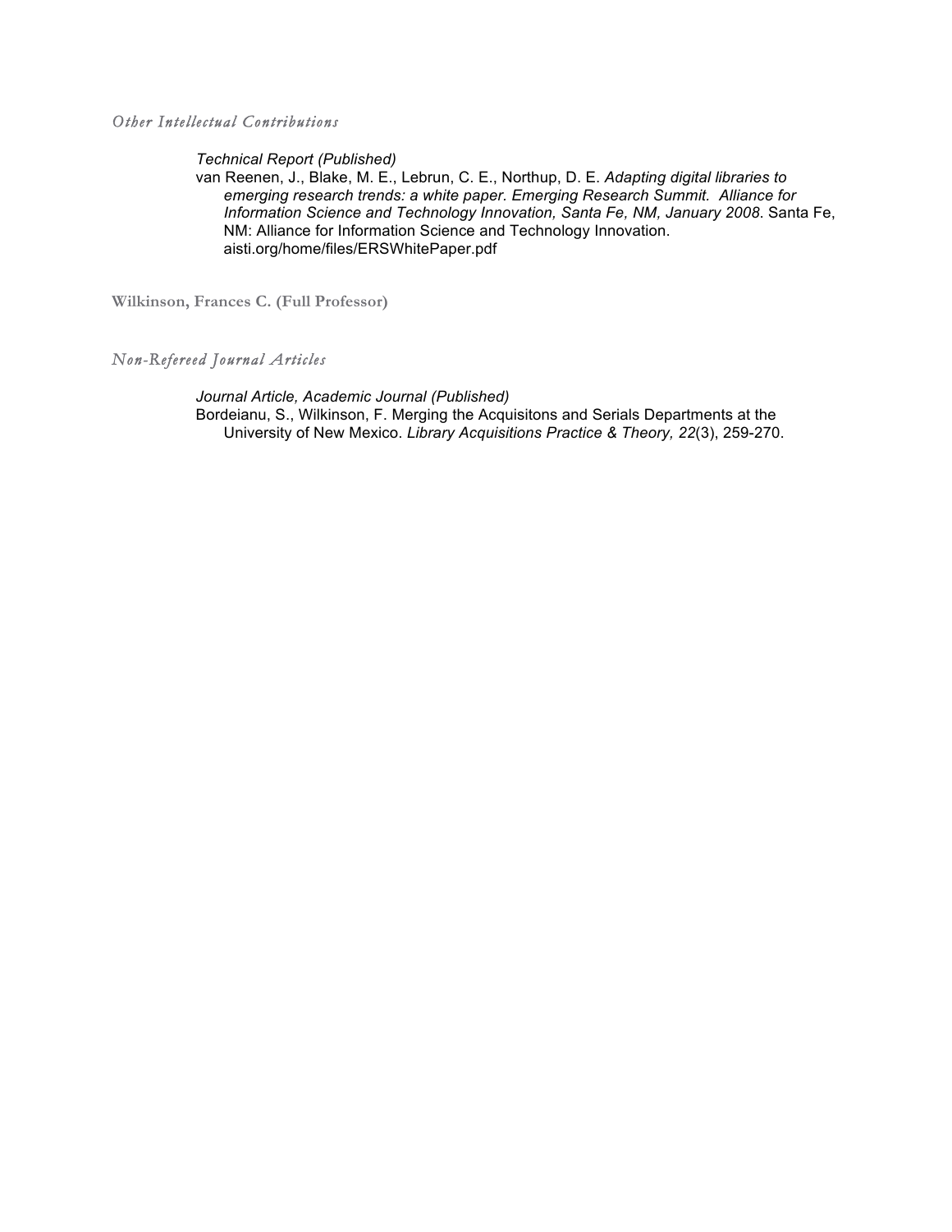### *Other Intellectual Contributions*

*Technical Report (Published)*

van Reenen, J., Blake, M. E., Lebrun, C. E., Northup, D. E. *Adapting digital libraries to emerging research trends: a white paper. Emerging Research Summit. Alliance for Information Science and Technology Innovation, Santa Fe, NM, January 2008*. Santa Fe, NM: Alliance for Information Science and Technology Innovation. aisti.org/home/files/ERSWhitePaper.pdf

## Wilkinson, Frances C. (Full Professor)

### *Non-Refereed Journal Articles*

*Journal Article, Academic Journal (Published)*

Bordeianu, S., Wilkinson, F. Merging the Acquisitons and Serials Departments at the University of New Mexico. *Library Acquisitions Practice & Theory, 22*(3), 259-270.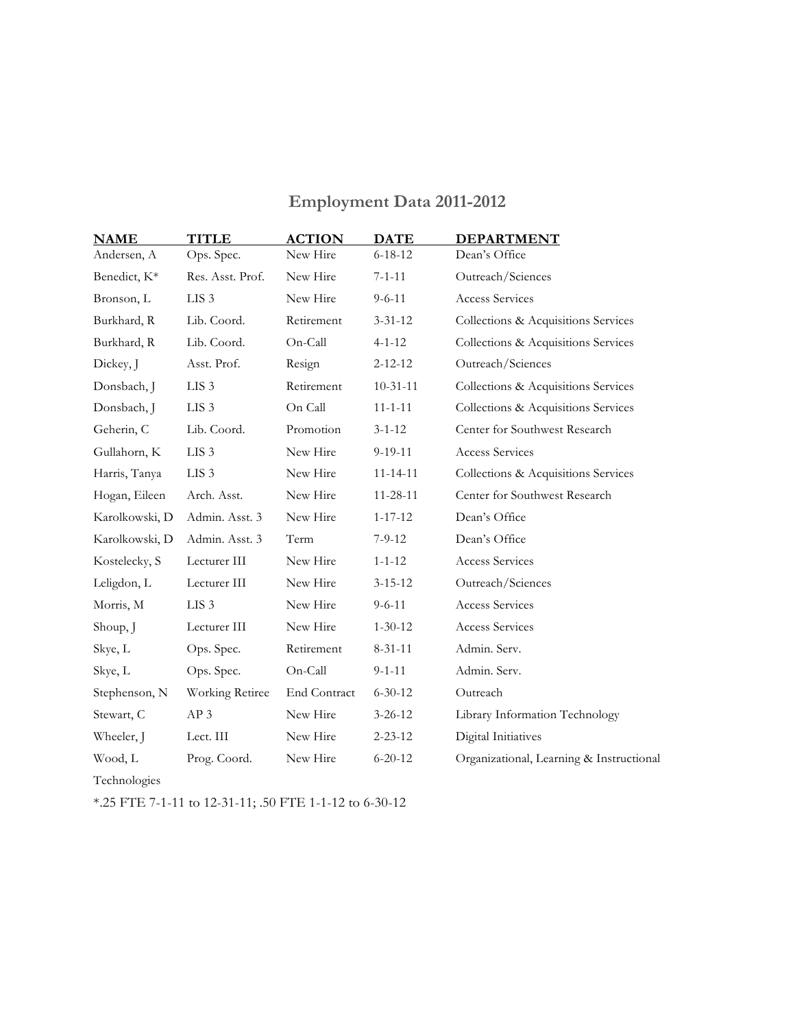# Employment Data 2011-2012

| NAME | TITLE | ACTION | DATE | DEPARTMENT |
|---|---|---|---|---|
| Andersen, A | Ops. Spec. | New Hire | 6-18-12 | Dean's Office |
| Benedict, K* | Res. Asst. Prof. | New Hire | 7-1-11 | Outreach/Sciences |
| Bronson, L | LIS 3 | New Hire | 9-6-11 | Access Services |
| Burkhard, R | Lib. Coord. | Retirement | 3-31-12 | Collections & Acquisitions Services |
| Burkhard, R | Lib. Coord. | On-Call | 4-1-12 | Collections & Acquisitions Services |
| Dickey, J | Asst. Prof. | Resign | 2-12-12 | Outreach/Sciences |
| Donsbach, J | LIS 3 | Retirement | 10-31-11 | Collections & Acquisitions Services |
| Donsbach, J | LIS 3 | On Call | 11-1-11 | Collections & Acquisitions Services |
| Geherin, C | Lib. Coord. | Promotion | 3-1-12 | Center for Southwest Research |
| Gullahorn, K | LIS 3 | New Hire | 9-19-11 | Access Services |
| Harris, Tanya | LIS 3 | New Hire | 11-14-11 | Collections & Acquisitions Services |
| Hogan, Eileen | Arch. Asst. | New Hire | 11-28-11 | Center for Southwest Research |
| Karolkowski, D | Admin. Asst. 3 | New Hire | 1-17-12 | Dean's Office |
| Karolkowski, D | Admin. Asst. 3 | Term | 7-9-12 | Dean's Office |
| Kostelecky, S | Lecturer III | New Hire | 1-1-12 | Access Services |
| Leligdon, L | Lecturer III | New Hire | 3-15-12 | Outreach/Sciences |
| Morris, M | LIS 3 | New Hire | 9-6-11 | Access Services |
| Shoup, J | Lecturer III | New Hire | 1-30-12 | Access Services |
| Skye, L | Ops. Spec. | Retirement | 8-31-11 | Admin. Serv. |
| Skye, L | Ops. Spec. | On-Call | 9-1-11 | Admin. Serv. |
| Stephenson, N | Working Retiree | End Contract | 6-30-12 | Outreach |
| Stewart, C | AP 3 | New Hire | 3-26-12 | Library Information Technology |
| Wheeler, J | Lect. III | New Hire | 2-23-12 | Digital Initiatives |
| Wood, L | Prog. Coord. | New Hire | 6-20-12 | Organizational, Learning & Instructional Technologies |

*.25 FTE 7-1-11 to 12-31-11; .50 FTE 1-1-12 to 6-30-12